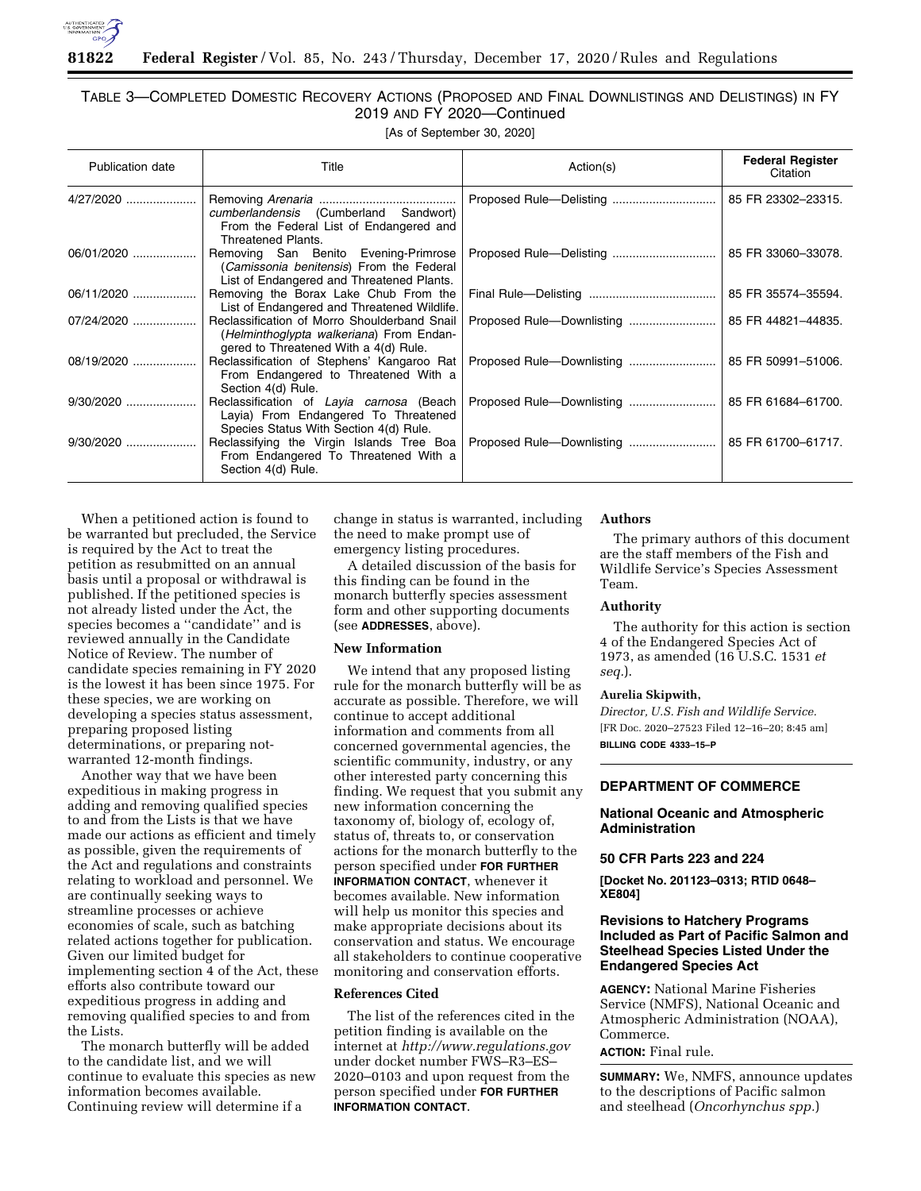## TABLE 3—COMPLETED DOMESTIC RECOVERY ACTIONS (PROPOSED AND FINAL DOWNLISTINGS AND DELISTINGS) IN FY 2019 AND FY 2020—Continued

[As of September 30, 2020]

| Publication date | Title | Action(s) | Federal Register Citation |
|---|---|---|---|
| 4/27/2020 | Removing *Arenaria cumberlandensis* (Cumberland Sandwort) From the Federal List of Endangered and Threatened Plants. | Proposed Rule—Delisting | 85 FR 23302–23315. |
| 06/01/2020 | Removing San Benito Evening-Primrose (*Camissonia benitensis*) From the Federal List of Endangered and Threatened Plants. | Proposed Rule—Delisting | 85 FR 33060–33078. |
| 06/11/2020 | Removing the Borax Lake Chub From the List of Endangered and Threatened Wildlife. | Final Rule—Delisting | 85 FR 35574–35594. |
| 07/24/2020 | Reclassification of Morro Shoulderband Snail (*Helminthoglypta walkeriana*) From Endangered to Threatened With a 4(d) Rule. | Proposed Rule—Downlisting | 85 FR 44821–44835. |
| 08/19/2020 | Reclassification of Stephens' Kangaroo Rat From Endangered to Threatened With a Section 4(d) Rule. | Proposed Rule—Downlisting | 85 FR 50991–51006. |
| 9/30/2020 | Reclassification of *Layia carnosa* (Beach Layia) From Endangered To Threatened Species Status With Section 4(d) Rule. | Proposed Rule—Downlisting | 85 FR 61684–61700. |
| 9/30/2020 | Reclassifying the Virgin Islands Tree Boa From Endangered To Threatened With a Section 4(d) Rule. | Proposed Rule—Downlisting | 85 FR 61700–61717. |

When a petitioned action is found to be warranted but precluded, the Service is required by the Act to treat the petition as resubmitted on an annual basis until a proposal or withdrawal is published. If the petitioned species is not already listed under the Act, the species becomes a ''candidate'' and is reviewed annually in the Candidate Notice of Review. The number of candidate species remaining in FY 2020 is the lowest it has been since 1975. For these species, we are working on developing a species status assessment, preparing proposed listing determinations, or preparing not-warranted 12-month findings.

Another way that we have been expeditious in making progress in adding and removing qualified species to and from the Lists is that we have made our actions as efficient and timely as possible, given the requirements of the Act and regulations and constraints relating to workload and personnel. We are continually seeking ways to streamline processes or achieve economies of scale, such as batching related actions together for publication. Given our limited budget for implementing section 4 of the Act, these efforts also contribute toward our expeditious progress in adding and removing qualified species to and from the Lists.

The monarch butterfly will be added to the candidate list, and we will continue to evaluate this species as new information becomes available. Continuing review will determine if a change in status is warranted, including the need to make prompt use of emergency listing procedures.

A detailed discussion of the basis for this finding can be found in the monarch butterfly species assessment form and other supporting documents (see **ADDRESSES**, above).

### New Information

We intend that any proposed listing rule for the monarch butterfly will be as accurate as possible. Therefore, we will continue to accept additional information and comments from all concerned governmental agencies, the scientific community, industry, or any other interested party concerning this finding. We request that you submit any new information concerning the taxonomy of, biology of, ecology of, status of, threats to, or conservation actions for the monarch butterfly to the person specified under **FOR FURTHER INFORMATION CONTACT**, whenever it becomes available. New information will help us monitor this species and make appropriate decisions about its conservation and status. We encourage all stakeholders to continue cooperative monitoring and conservation efforts.

### References Cited

The list of the references cited in the petition finding is available on the internet at *http://www.regulations.gov* under docket number FWS–R3–ES–2020–0103 and upon request from the person specified under **FOR FURTHER INFORMATION CONTACT**.

### Authors

The primary authors of this document are the staff members of the Fish and Wildlife Service's Species Assessment Team.

### Authority

The authority for this action is section 4 of the Endangered Species Act of 1973, as amended (16 U.S.C. 1531 *et seq.*).

**Aurelia Skipwith,**

*Director, U.S. Fish and Wildlife Service.*

[FR Doc. 2020–27523 Filed 12–16–20; 8:45 am]

**BILLING CODE 4333–15–P**

---

## DEPARTMENT OF COMMERCE

### National Oceanic and Atmospheric Administration

### 50 CFR Parts 223 and 224

**[Docket No. 201123–0313; RTID 0648–XE804]**

### Revisions to Hatchery Programs Included as Part of Pacific Salmon and Steelhead Species Listed Under the Endangered Species Act

**AGENCY:** National Marine Fisheries Service (NMFS), National Oceanic and Atmospheric Administration (NOAA), Commerce.

**ACTION:** Final rule.

**SUMMARY:** We, NMFS, announce updates to the descriptions of Pacific salmon and steelhead (*Oncorhynchus spp.*)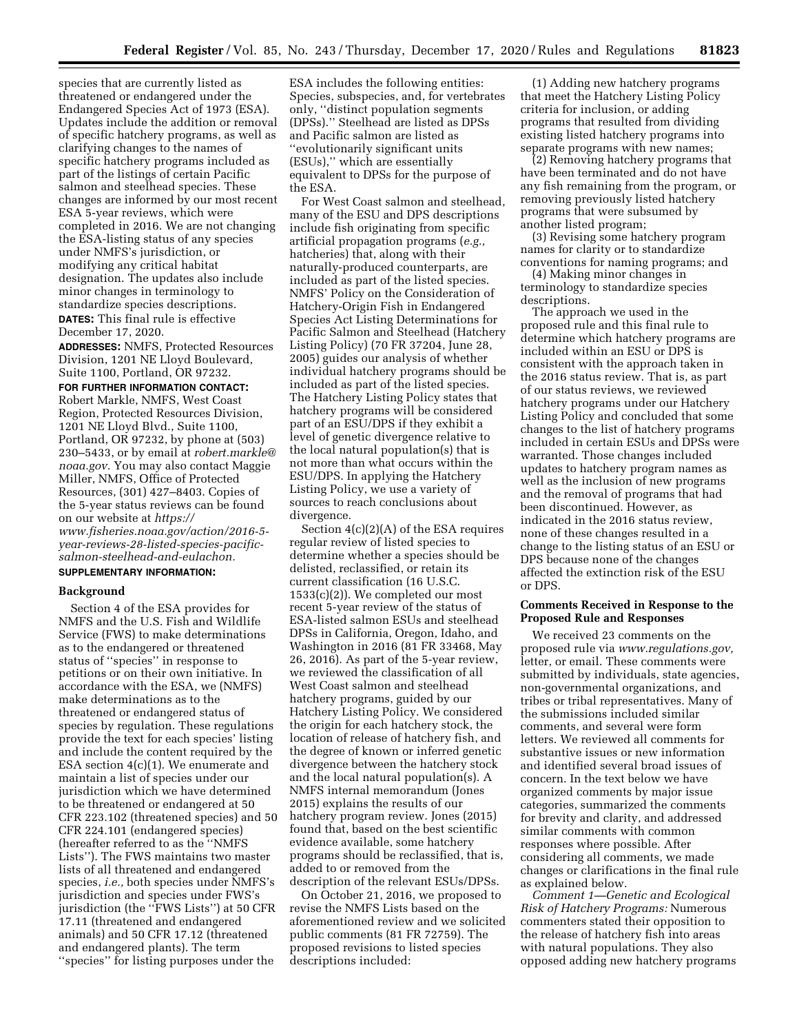species that are currently listed as threatened or endangered under the Endangered Species Act of 1973 (ESA). Updates include the addition or removal of specific hatchery programs, as well as clarifying changes to the names of specific hatchery programs included as part of the listings of certain Pacific salmon and steelhead species. These changes are informed by our most recent ESA 5-year reviews, which were completed in 2016. We are not changing the ESA-listing status of any species under NMFS's jurisdiction, or modifying any critical habitat designation. The updates also include minor changes in terminology to standardize species descriptions.

**DATES:** This final rule is effective December 17, 2020.

**ADDRESSES:** NMFS, Protected Resources Division, 1201 NE Lloyd Boulevard, Suite 1100, Portland, OR 97232.

**FOR FURTHER INFORMATION CONTACT:** Robert Markle, NMFS, West Coast Region, Protected Resources Division, 1201 NE Lloyd Blvd., Suite 1100, Portland, OR 97232, by phone at (503) 230–5433, or by email at *robert.markle@noaa.gov.* You may also contact Maggie Miller, NMFS, Office of Protected Resources, (301) 427–8403. Copies of the 5-year status reviews can be found on our website at *https://www.fisheries.noaa.gov/action/2016-5-year-reviews-28-listed-species-pacific-salmon-steelhead-and-eulachon.*

**SUPPLEMENTARY INFORMATION:**

## Background

Section 4 of the ESA provides for NMFS and the U.S. Fish and Wildlife Service (FWS) to make determinations as to the endangered or threatened status of ''species'' in response to petitions or on their own initiative. In accordance with the ESA, we (NMFS) make determinations as to the threatened or endangered status of species by regulation. These regulations provide the text for each species' listing and include the content required by the ESA section 4(c)(1). We enumerate and maintain a list of species under our jurisdiction which we have determined to be threatened or endangered at 50 CFR 223.102 (threatened species) and 50 CFR 224.101 (endangered species) (hereafter referred to as the ''NMFS Lists''). The FWS maintains two master lists of all threatened and endangered species, *i.e.,* both species under NMFS's jurisdiction and species under FWS's jurisdiction (the ''FWS Lists'') at 50 CFR 17.11 (threatened and endangered animals) and 50 CFR 17.12 (threatened and endangered plants). The term ''species'' for listing purposes under the ESA includes the following entities: Species, subspecies, and, for vertebrates only, ''distinct population segments (DPSs).'' Steelhead are listed as DPSs and Pacific salmon are listed as ''evolutionarily significant units (ESUs),'' which are essentially equivalent to DPSs for the purpose of the ESA.

For West Coast salmon and steelhead, many of the ESU and DPS descriptions include fish originating from specific artificial propagation programs (*e.g.,* hatcheries) that, along with their naturally-produced counterparts, are included as part of the listed species. NMFS' Policy on the Consideration of Hatchery-Origin Fish in Endangered Species Act Listing Determinations for Pacific Salmon and Steelhead (Hatchery Listing Policy) (70 FR 37204, June 28, 2005) guides our analysis of whether individual hatchery programs should be included as part of the listed species. The Hatchery Listing Policy states that hatchery programs will be considered part of an ESU/DPS if they exhibit a level of genetic divergence relative to the local natural population(s) that is not more than what occurs within the ESU/DPS. In applying the Hatchery Listing Policy, we use a variety of sources to reach conclusions about divergence.

Section 4(c)(2)(A) of the ESA requires regular review of listed species to determine whether a species should be delisted, reclassified, or retain its current classification (16 U.S.C. 1533(c)(2)). We completed our most recent 5-year review of the status of ESA-listed salmon ESUs and steelhead DPSs in California, Oregon, Idaho, and Washington in 2016 (81 FR 33468, May 26, 2016). As part of the 5-year review, we reviewed the classification of all West Coast salmon and steelhead hatchery programs, guided by our Hatchery Listing Policy. We considered the origin for each hatchery stock, the location of release of hatchery fish, and the degree of known or inferred genetic divergence between the hatchery stock and the local natural population(s). A NMFS internal memorandum (Jones 2015) explains the results of our hatchery program review. Jones (2015) found that, based on the best scientific evidence available, some hatchery programs should be reclassified, that is, added to or removed from the description of the relevant ESUs/DPSs.

On October 21, 2016, we proposed to revise the NMFS Lists based on the aforementioned review and we solicited public comments (81 FR 72759). The proposed revisions to listed species descriptions included:

(1) Adding new hatchery programs that meet the Hatchery Listing Policy criteria for inclusion, or adding programs that resulted from dividing existing listed hatchery programs into separate programs with new names;

(2) Removing hatchery programs that have been terminated and do not have any fish remaining from the program, or removing previously listed hatchery programs that were subsumed by another listed program;

(3) Revising some hatchery program names for clarity or to standardize conventions for naming programs; and

(4) Making minor changes in terminology to standardize species descriptions.

The approach we used in the proposed rule and this final rule to determine which hatchery programs are included within an ESU or DPS is consistent with the approach taken in the 2016 status review. That is, as part of our status reviews, we reviewed hatchery programs under our Hatchery Listing Policy and concluded that some changes to the list of hatchery programs included in certain ESUs and DPSs were warranted. Those changes included updates to hatchery program names as well as the inclusion of new programs and the removal of programs that had been discontinued. However, as indicated in the 2016 status review, none of these changes resulted in a change to the listing status of an ESU or DPS because none of the changes affected the extinction risk of the ESU or DPS.

## Comments Received in Response to the Proposed Rule and Responses

We received 23 comments on the proposed rule via *www.regulations.gov,* letter, or email. These comments were submitted by individuals, state agencies, non-governmental organizations, and tribes or tribal representatives. Many of the submissions included similar comments, and several were form letters. We reviewed all comments for substantive issues or new information and identified several broad issues of concern. In the text below we have organized comments by major issue categories, summarized the comments for brevity and clarity, and addressed similar comments with common responses where possible. After considering all comments, we made changes or clarifications in the final rule as explained below.

*Comment 1—Genetic and Ecological Risk of Hatchery Programs:* Numerous commenters stated their opposition to the release of hatchery fish into areas with natural populations. They also opposed adding new hatchery programs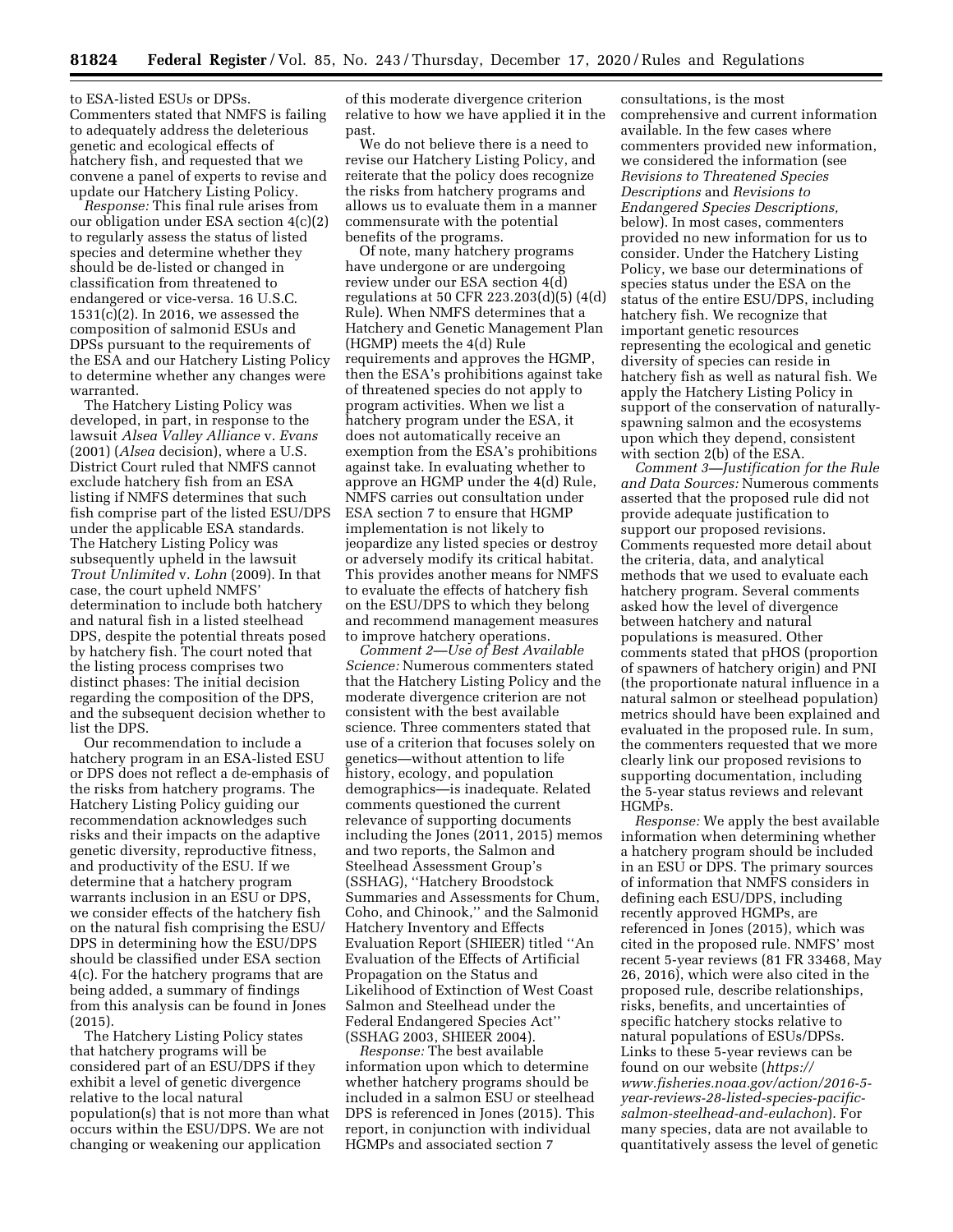to ESA-listed ESUs or DPSs. Commenters stated that NMFS is failing to adequately address the deleterious genetic and ecological effects of hatchery fish, and requested that we convene a panel of experts to revise and update our Hatchery Listing Policy.

*Response:* This final rule arises from our obligation under ESA section 4(c)(2) to regularly assess the status of listed species and determine whether they should be de-listed or changed in classification from threatened to endangered or vice-versa. 16 U.S.C. 1531(c)(2). In 2016, we assessed the composition of salmonid ESUs and DPSs pursuant to the requirements of the ESA and our Hatchery Listing Policy to determine whether any changes were warranted.

The Hatchery Listing Policy was developed, in part, in response to the lawsuit *Alsea Valley Alliance* v. *Evans* (2001) (*Alsea* decision), where a U.S. District Court ruled that NMFS cannot exclude hatchery fish from an ESA listing if NMFS determines that such fish comprise part of the listed ESU/DPS under the applicable ESA standards. The Hatchery Listing Policy was subsequently upheld in the lawsuit *Trout Unlimited* v. *Lohn* (2009). In that case, the court upheld NMFS' determination to include both hatchery and natural fish in a listed steelhead DPS, despite the potential threats posed by hatchery fish. The court noted that the listing process comprises two distinct phases: The initial decision regarding the composition of the DPS, and the subsequent decision whether to list the DPS.

Our recommendation to include a hatchery program in an ESA-listed ESU or DPS does not reflect a de-emphasis of the risks from hatchery programs. The Hatchery Listing Policy guiding our recommendation acknowledges such risks and their impacts on the adaptive genetic diversity, reproductive fitness, and productivity of the ESU. If we determine that a hatchery program warrants inclusion in an ESU or DPS, we consider effects of the hatchery fish on the natural fish comprising the ESU/DPS in determining how the ESU/DPS should be classified under ESA section 4(c). For the hatchery programs that are being added, a summary of findings from this analysis can be found in Jones (2015).

The Hatchery Listing Policy states that hatchery programs will be considered part of an ESU/DPS if they exhibit a level of genetic divergence relative to the local natural population(s) that is not more than what occurs within the ESU/DPS. We are not changing or weakening our application of this moderate divergence criterion relative to how we have applied it in the past.

We do not believe there is a need to revise our Hatchery Listing Policy, and reiterate that the policy does recognize the risks from hatchery programs and allows us to evaluate them in a manner commensurate with the potential benefits of the programs.

Of note, many hatchery programs have undergone or are undergoing review under our ESA section 4(d) regulations at 50 CFR 223.203(d)(5) (4(d) Rule). When NMFS determines that a Hatchery and Genetic Management Plan (HGMP) meets the 4(d) Rule requirements and approves the HGMP, then the ESA's prohibitions against take of threatened species do not apply to program activities. When we list a hatchery program under the ESA, it does not automatically receive an exemption from the ESA's prohibitions against take. In evaluating whether to approve an HGMP under the 4(d) Rule, NMFS carries out consultation under ESA section 7 to ensure that HGMP implementation is not likely to jeopardize any listed species or destroy or adversely modify its critical habitat. This provides another means for NMFS to evaluate the effects of hatchery fish on the ESU/DPS to which they belong and recommend management measures to improve hatchery operations.

*Comment 2—Use of Best Available Science:* Numerous commenters stated that the Hatchery Listing Policy and the moderate divergence criterion are not consistent with the best available science. Three commenters stated that use of a criterion that focuses solely on genetics—without attention to life history, ecology, and population demographics—is inadequate. Related comments questioned the current relevance of supporting documents including the Jones (2011, 2015) memos and two reports, the Salmon and Steelhead Assessment Group's (SSHAG), ''Hatchery Broodstock Summaries and Assessments for Chum, Coho, and Chinook,'' and the Salmonid Hatchery Inventory and Effects Evaluation Report (SHIEER) titled ''An Evaluation of the Effects of Artificial Propagation on the Status and Likelihood of Extinction of West Coast Salmon and Steelhead under the Federal Endangered Species Act'' (SSHAG 2003, SHIEER 2004).

*Response:* The best available information upon which to determine whether hatchery programs should be included in a salmon ESU or steelhead DPS is referenced in Jones (2015). This report, in conjunction with individual HGMPs and associated section 7 consultations, is the most comprehensive and current information available. In the few cases where commenters provided new information, we considered the information (see *Revisions to Threatened Species Descriptions* and *Revisions to Endangered Species Descriptions,* below). In most cases, commenters provided no new information for us to consider. Under the Hatchery Listing Policy, we base our determinations of species status under the ESA on the status of the entire ESU/DPS, including hatchery fish. We recognize that important genetic resources representing the ecological and genetic diversity of species can reside in hatchery fish as well as natural fish. We apply the Hatchery Listing Policy in support of the conservation of naturally-spawning salmon and the ecosystems upon which they depend, consistent with section 2(b) of the ESA.

*Comment 3—Justification for the Rule and Data Sources:* Numerous comments asserted that the proposed rule did not provide adequate justification to support our proposed revisions. Comments requested more detail about the criteria, data, and analytical methods that we used to evaluate each hatchery program. Several comments asked how the level of divergence between hatchery and natural populations is measured. Other comments stated that pHOS (proportion of spawners of hatchery origin) and PNI (the proportionate natural influence in a natural salmon or steelhead population) metrics should have been explained and evaluated in the proposed rule. In sum, the commenters requested that we more clearly link our proposed revisions to supporting documentation, including the 5-year status reviews and relevant HGMPs.

*Response:* We apply the best available information when determining whether a hatchery program should be included in an ESU or DPS. The primary sources of information that NMFS considers in defining each ESU/DPS, including recently approved HGMPs, are referenced in Jones (2015), which was cited in the proposed rule. NMFS' most recent 5-year reviews (81 FR 33468, May 26, 2016), which were also cited in the proposed rule, describe relationships, risks, benefits, and uncertainties of specific hatchery stocks relative to natural populations of ESUs/DPSs. Links to these 5-year reviews can be found on our website (*https://www.fisheries.noaa.gov/action/2016-5-year-reviews-28-listed-species-pacific-salmon-steelhead-and-eulachon*). For many species, data are not available to quantitatively assess the level of genetic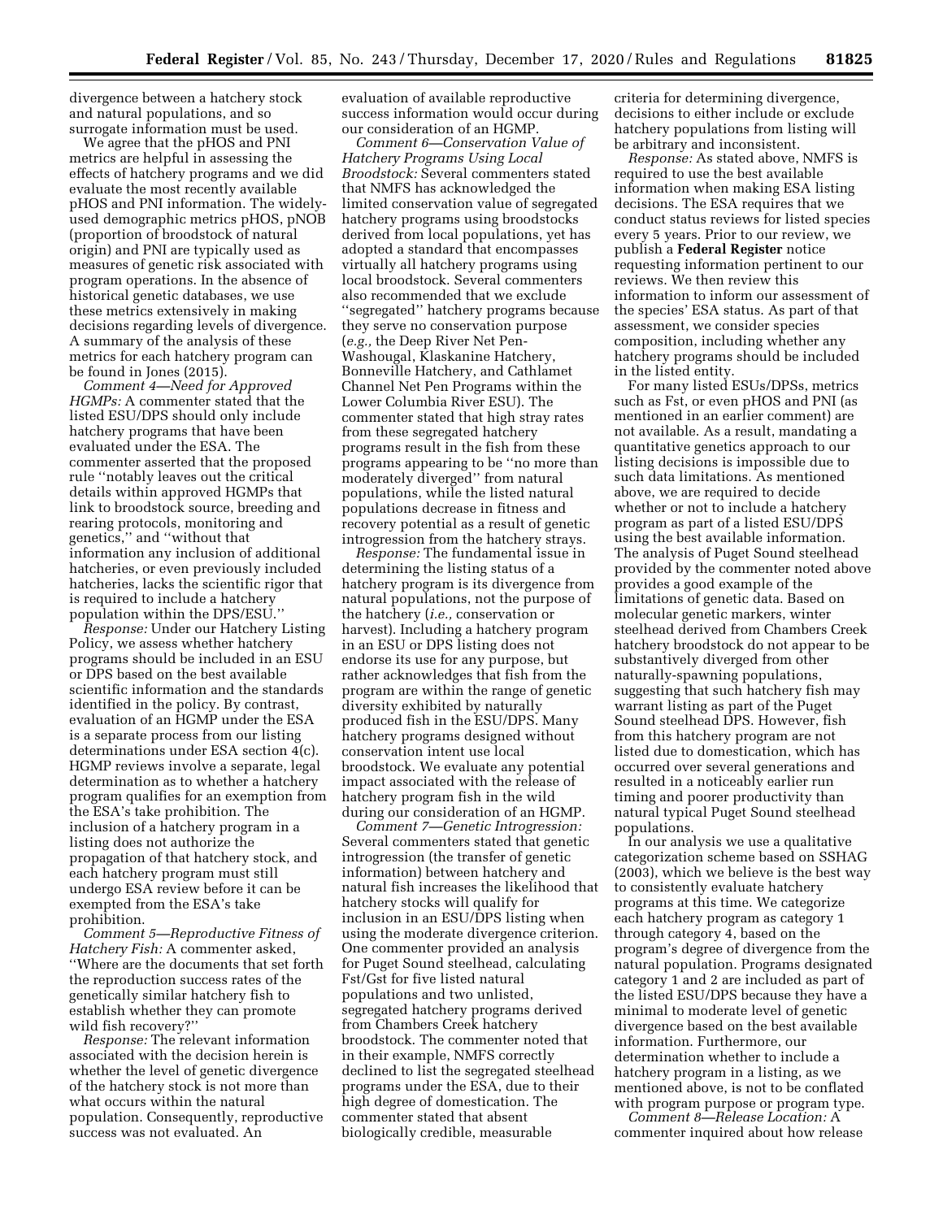divergence between a hatchery stock and natural populations, and so surrogate information must be used.

We agree that the pHOS and PNI metrics are helpful in assessing the effects of hatchery programs and we did evaluate the most recently available pHOS and PNI information. The widely-used demographic metrics pHOS, pNOB (proportion of broodstock of natural origin) and PNI are typically used as measures of genetic risk associated with program operations. In the absence of historical genetic databases, we use these metrics extensively in making decisions regarding levels of divergence. A summary of the analysis of these metrics for each hatchery program can be found in Jones (2015).

*Comment 4—Need for Approved HGMPs:* A commenter stated that the listed ESU/DPS should only include hatchery programs that have been evaluated under the ESA. The commenter asserted that the proposed rule "notably leaves out the critical details within approved HGMPs that link to broodstock source, breeding and rearing protocols, monitoring and genetics," and "without that information any inclusion of additional hatcheries, or even previously included hatcheries, lacks the scientific rigor that is required to include a hatchery population within the DPS/ESU."

*Response:* Under our Hatchery Listing Policy, we assess whether hatchery programs should be included in an ESU or DPS based on the best available scientific information and the standards identified in the policy. By contrast, evaluation of an HGMP under the ESA is a separate process from our listing determinations under ESA section 4(c). HGMP reviews involve a separate, legal determination as to whether a hatchery program qualifies for an exemption from the ESA's take prohibition. The inclusion of a hatchery program in a listing does not authorize the propagation of that hatchery stock, and each hatchery program must still undergo ESA review before it can be exempted from the ESA's take prohibition.

*Comment 5—Reproductive Fitness of Hatchery Fish:* A commenter asked, "Where are the documents that set forth the reproduction success rates of the genetically similar hatchery fish to establish whether they can promote wild fish recovery?"

*Response:* The relevant information associated with the decision herein is whether the level of genetic divergence of the hatchery stock is not more than what occurs within the natural population. Consequently, reproductive success was not evaluated. An evaluation of available reproductive success information would occur during our consideration of an HGMP.

*Comment 6—Conservation Value of Hatchery Programs Using Local Broodstock:* Several commenters stated that NMFS has acknowledged the limited conservation value of segregated hatchery programs using broodstocks derived from local populations, yet has adopted a standard that encompasses virtually all hatchery programs using local broodstock. Several commenters also recommended that we exclude "segregated" hatchery programs because they serve no conservation purpose (*e.g.,* the Deep River Net Pen-Washougal, Klaskanine Hatchery, Bonneville Hatchery, and Cathlamet Channel Net Pen Programs within the Lower Columbia River ESU). The commenter stated that high stray rates from these segregated hatchery programs result in the fish from these programs appearing to be "no more than moderately diverged" from natural populations, while the listed natural populations decrease in fitness and recovery potential as a result of genetic introgression from the hatchery strays.

*Response:* The fundamental issue in determining the listing status of a hatchery program is its divergence from natural populations, not the purpose of the hatchery (*i.e.,* conservation or harvest). Including a hatchery program in an ESU or DPS listing does not endorse its use for any purpose, but rather acknowledges that fish from the program are within the range of genetic diversity exhibited by naturally produced fish in the ESU/DPS. Many hatchery programs designed without conservation intent use local broodstock. We evaluate any potential impact associated with the release of hatchery program fish in the wild during our consideration of an HGMP.

*Comment 7—Genetic Introgression:* Several commenters stated that genetic introgression (the transfer of genetic information) between hatchery and natural fish increases the likelihood that hatchery stocks will qualify for inclusion in an ESU/DPS listing when using the moderate divergence criterion. One commenter provided an analysis for Puget Sound steelhead, calculating Fst/Gst for five listed natural populations and two unlisted, segregated hatchery programs derived from Chambers Creek hatchery broodstock. The commenter noted that in their example, NMFS correctly declined to list the segregated steelhead programs under the ESA, due to their high degree of domestication. The commenter stated that absent biologically credible, measurable criteria for determining divergence, decisions to either include or exclude hatchery populations from listing will be arbitrary and inconsistent.

*Response:* As stated above, NMFS is required to use the best available information when making ESA listing decisions. The ESA requires that we conduct status reviews for listed species every 5 years. Prior to our review, we publish a **Federal Register** notice requesting information pertinent to our reviews. We then review this information to inform our assessment of the species' ESA status. As part of that assessment, we consider species composition, including whether any hatchery programs should be included in the listed entity.

For many listed ESUs/DPSs, metrics such as Fst, or even pHOS and PNI (as mentioned in an earlier comment) are not available. As a result, mandating a quantitative genetics approach to our listing decisions is impossible due to such data limitations. As mentioned above, we are required to decide whether or not to include a hatchery program as part of a listed ESU/DPS using the best available information. The analysis of Puget Sound steelhead provided by the commenter noted above provides a good example of the limitations of genetic data. Based on molecular genetic markers, winter steelhead derived from Chambers Creek hatchery broodstock do not appear to be substantively diverged from other naturally-spawning populations, suggesting that such hatchery fish may warrant listing as part of the Puget Sound steelhead DPS. However, fish from this hatchery program are not listed due to domestication, which has occurred over several generations and resulted in a noticeably earlier run timing and poorer productivity than natural typical Puget Sound steelhead populations.

In our analysis we use a qualitative categorization scheme based on SSHAG (2003), which we believe is the best way to consistently evaluate hatchery programs at this time. We categorize each hatchery program as category 1 through category 4, based on the program's degree of divergence from the natural population. Programs designated category 1 and 2 are included as part of the listed ESU/DPS because they have a minimal to moderate level of genetic divergence based on the best available information. Furthermore, our determination whether to include a hatchery program in a listing, as we mentioned above, is not to be conflated with program purpose or program type.

*Comment 8—Release Location:* A commenter inquired about how release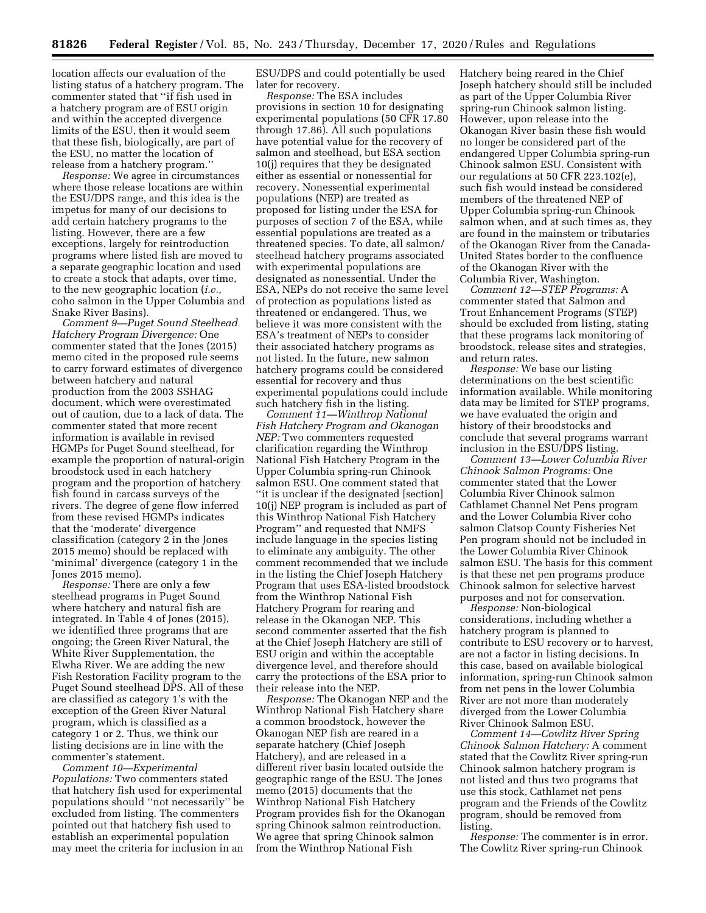location affects our evaluation of the listing status of a hatchery program. The commenter stated that ''if fish used in a hatchery program are of ESU origin and within the accepted divergence limits of the ESU, then it would seem that these fish, biologically, are part of the ESU, no matter the location of release from a hatchery program.''

*Response:* We agree in circumstances where those release locations are within the ESU/DPS range, and this idea is the impetus for many of our decisions to add certain hatchery programs to the listing. However, there are a few exceptions, largely for reintroduction programs where listed fish are moved to a separate geographic location and used to create a stock that adapts, over time, to the new geographic location (*i.e.,* coho salmon in the Upper Columbia and Snake River Basins).

*Comment 9—Puget Sound Steelhead Hatchery Program Divergence:* One commenter stated that the Jones (2015) memo cited in the proposed rule seems to carry forward estimates of divergence between hatchery and natural production from the 2003 SSHAG document, which were overestimated out of caution, due to a lack of data. The commenter stated that more recent information is available in revised HGMPs for Puget Sound steelhead, for example the proportion of natural-origin broodstock used in each hatchery program and the proportion of hatchery fish found in carcass surveys of the rivers. The degree of gene flow inferred from these revised HGMPs indicates that the 'moderate' divergence classification (category 2 in the Jones 2015 memo) should be replaced with 'minimal' divergence (category 1 in the Jones 2015 memo).

*Response:* There are only a few steelhead programs in Puget Sound where hatchery and natural fish are integrated. In Table 4 of Jones (2015), we identified three programs that are ongoing; the Green River Natural, the White River Supplementation, the Elwha River. We are adding the new Fish Restoration Facility program to the Puget Sound steelhead DPS. All of these are classified as category 1's with the exception of the Green River Natural program, which is classified as a category 1 or 2. Thus, we think our listing decisions are in line with the commenter's statement.

*Comment 10—Experimental Populations:* Two commenters stated that hatchery fish used for experimental populations should ''not necessarily'' be excluded from listing. The commenters pointed out that hatchery fish used to establish an experimental population may meet the criteria for inclusion in an ESU/DPS and could potentially be used later for recovery.

*Response:* The ESA includes provisions in section 10 for designating experimental populations (50 CFR 17.80 through 17.86). All such populations have potential value for the recovery of salmon and steelhead, but ESA section 10(j) requires that they be designated either as essential or nonessential for recovery. Nonessential experimental populations (NEP) are treated as proposed for listing under the ESA for purposes of section 7 of the ESA, while essential populations are treated as a threatened species. To date, all salmon/steelhead hatchery programs associated with experimental populations are designated as nonessential. Under the ESA, NEPs do not receive the same level of protection as populations listed as threatened or endangered. Thus, we believe it was more consistent with the ESA's treatment of NEPs to consider their associated hatchery programs as not listed. In the future, new salmon hatchery programs could be considered essential for recovery and thus experimental populations could include such hatchery fish in the listing.

*Comment 11—Winthrop National Fish Hatchery Program and Okanogan NEP:* Two commenters requested clarification regarding the Winthrop National Fish Hatchery Program in the Upper Columbia spring-run Chinook salmon ESU. One comment stated that ''it is unclear if the designated [section] 10(j) NEP program is included as part of this Winthrop National Fish Hatchery Program'' and requested that NMFS include language in the species listing to eliminate any ambiguity. The other comment recommended that we include in the listing the Chief Joseph Hatchery Program that uses ESA-listed broodstock from the Winthrop National Fish Hatchery Program for rearing and release in the Okanogan NEP. This second commenter asserted that the fish at the Chief Joseph Hatchery are still of ESU origin and within the acceptable divergence level, and therefore should carry the protections of the ESA prior to their release into the NEP.

*Response:* The Okanogan NEP and the Winthrop National Fish Hatchery share a common broodstock, however the Okanogan NEP fish are reared in a separate hatchery (Chief Joseph Hatchery), and are released in a different river basin located outside the geographic range of the ESU. The Jones memo (2015) documents that the Winthrop National Fish Hatchery Program provides fish for the Okanogan spring Chinook salmon reintroduction. We agree that spring Chinook salmon from the Winthrop National Fish Hatchery being reared in the Chief Joseph hatchery should still be included as part of the Upper Columbia River spring-run Chinook salmon listing. However, upon release into the Okanogan River basin these fish would no longer be considered part of the endangered Upper Columbia spring-run Chinook salmon ESU. Consistent with our regulations at 50 CFR 223.102(e), such fish would instead be considered members of the threatened NEP of Upper Columbia spring-run Chinook salmon when, and at such times as, they are found in the mainstem or tributaries of the Okanogan River from the Canada-United States border to the confluence of the Okanogan River with the Columbia River, Washington.

*Comment 12—STEP Programs:* A commenter stated that Salmon and Trout Enhancement Programs (STEP) should be excluded from listing, stating that these programs lack monitoring of broodstock, release sites and strategies, and return rates.

*Response:* We base our listing determinations on the best scientific information available. While monitoring data may be limited for STEP programs, we have evaluated the origin and history of their broodstocks and conclude that several programs warrant inclusion in the ESU/DPS listing.

*Comment 13—Lower Columbia River Chinook Salmon Programs:* One commenter stated that the Lower Columbia River Chinook salmon Cathlamet Channel Net Pens program and the Lower Columbia River coho salmon Clatsop County Fisheries Net Pen program should not be included in the Lower Columbia River Chinook salmon ESU. The basis for this comment is that these net pen programs produce Chinook salmon for selective harvest purposes and not for conservation.

*Response:* Non-biological considerations, including whether a hatchery program is planned to contribute to ESU recovery or to harvest, are not a factor in listing decisions. In this case, based on available biological information, spring-run Chinook salmon from net pens in the lower Columbia River are not more than moderately diverged from the Lower Columbia River Chinook Salmon ESU.

*Comment 14—Cowlitz River Spring Chinook Salmon Hatchery:* A comment stated that the Cowlitz River spring-run Chinook salmon hatchery program is not listed and thus two programs that use this stock, Cathlamet net pens program and the Friends of the Cowlitz program, should be removed from listing.

*Response:* The commenter is in error. The Cowlitz River spring-run Chinook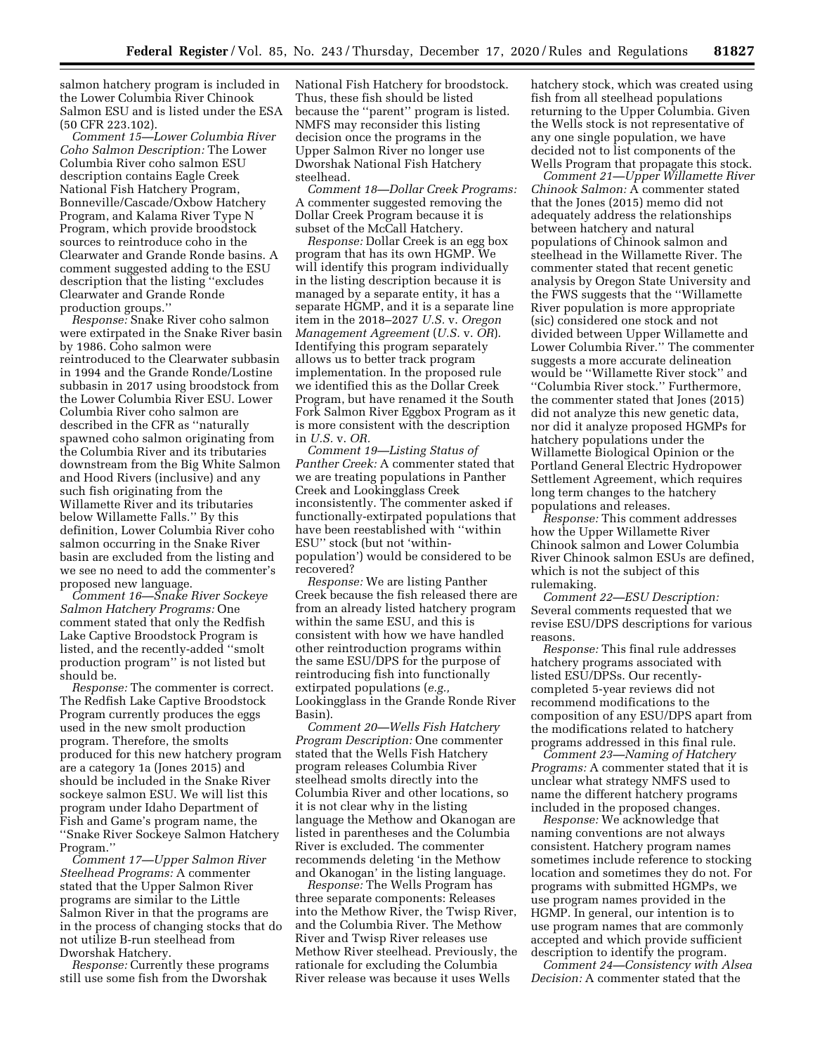salmon hatchery program is included in the Lower Columbia River Chinook Salmon ESU and is listed under the ESA (50 CFR 223.102).

*Comment 15—Lower Columbia River Coho Salmon Description:* The Lower Columbia River coho salmon ESU description contains Eagle Creek National Fish Hatchery Program, Bonneville/Cascade/Oxbow Hatchery Program, and Kalama River Type N Program, which provide broodstock sources to reintroduce coho in the Clearwater and Grande Ronde basins. A comment suggested adding to the ESU description that the listing ''excludes Clearwater and Grande Ronde production groups.''

*Response:* Snake River coho salmon were extirpated in the Snake River basin by 1986. Coho salmon were reintroduced to the Clearwater subbasin in 1994 and the Grande Ronde/Lostine subbasin in 2017 using broodstock from the Lower Columbia River ESU. Lower Columbia River coho salmon are described in the CFR as ''naturally spawned coho salmon originating from the Columbia River and its tributaries downstream from the Big White Salmon and Hood Rivers (inclusive) and any such fish originating from the Willamette River and its tributaries below Willamette Falls.'' By this definition, Lower Columbia River coho salmon occurring in the Snake River basin are excluded from the listing and we see no need to add the commenter's proposed new language.

*Comment 16—Snake River Sockeye Salmon Hatchery Programs:* One comment stated that only the Redfish Lake Captive Broodstock Program is listed, and the recently-added ''smolt production program'' is not listed but should be.

*Response:* The commenter is correct. The Redfish Lake Captive Broodstock Program currently produces the eggs used in the new smolt production program. Therefore, the smolts produced for this new hatchery program are a category 1a (Jones 2015) and should be included in the Snake River sockeye salmon ESU. We will list this program under Idaho Department of Fish and Game's program name, the ''Snake River Sockeye Salmon Hatchery Program.''

*Comment 17—Upper Salmon River Steelhead Programs:* A commenter stated that the Upper Salmon River programs are similar to the Little Salmon River in that the programs are in the process of changing stocks that do not utilize B-run steelhead from Dworshak Hatchery.

*Response:* Currently these programs still use some fish from the Dworshak National Fish Hatchery for broodstock. Thus, these fish should be listed because the ''parent'' program is listed. NMFS may reconsider this listing decision once the programs in the Upper Salmon River no longer use Dworshak National Fish Hatchery steelhead.

*Comment 18—Dollar Creek Programs:* A commenter suggested removing the Dollar Creek Program because it is subset of the McCall Hatchery.

*Response:* Dollar Creek is an egg box program that has its own HGMP. We will identify this program individually in the listing description because it is managed by a separate entity, it has a separate HGMP, and it is a separate line item in the 2018–2027 *U.S.* v. *Oregon Management Agreement* (*U.S.* v. *OR*). Identifying this program separately allows us to better track program implementation. In the proposed rule we identified this as the Dollar Creek Program, but have renamed it the South Fork Salmon River Eggbox Program as it is more consistent with the description in *U.S.* v. *OR.*

*Comment 19—Listing Status of Panther Creek:* A commenter stated that we are treating populations in Panther Creek and Lookingglass Creek inconsistently. The commenter asked if functionally-extirpated populations that have been reestablished with ''within ESU'' stock (but not 'within-population') would be considered to be recovered?

*Response:* We are listing Panther Creek because the fish released there are from an already listed hatchery program within the same ESU, and this is consistent with how we have handled other reintroduction programs within the same ESU/DPS for the purpose of reintroducing fish into functionally extirpated populations (*e.g.,* Lookingglass in the Grande Ronde River Basin).

*Comment 20—Wells Fish Hatchery Program Description:* One commenter stated that the Wells Fish Hatchery program releases Columbia River steelhead smolts directly into the Columbia River and other locations, so it is not clear why in the listing language the Methow and Okanogan are listed in parentheses and the Columbia River is excluded. The commenter recommends deleting 'in the Methow and Okanogan' in the listing language.

*Response:* The Wells Program has three separate components: Releases into the Methow River, the Twisp River, and the Columbia River. The Methow River and Twisp River releases use Methow River steelhead. Previously, the rationale for excluding the Columbia River release was because it uses Wells hatchery stock, which was created using fish from all steelhead populations returning to the Upper Columbia. Given the Wells stock is not representative of any one single population, we have decided not to list components of the Wells Program that propagate this stock.

*Comment 21—Upper Willamette River Chinook Salmon:* A commenter stated that the Jones (2015) memo did not adequately address the relationships between hatchery and natural populations of Chinook salmon and steelhead in the Willamette River. The commenter stated that recent genetic analysis by Oregon State University and the FWS suggests that the ''Willamette River population is more appropriate (sic) considered one stock and not divided between Upper Willamette and Lower Columbia River.'' The commenter suggests a more accurate delineation would be ''Willamette River stock'' and ''Columbia River stock.'' Furthermore, the commenter stated that Jones (2015) did not analyze this new genetic data, nor did it analyze proposed HGMPs for hatchery populations under the Willamette Biological Opinion or the Portland General Electric Hydropower Settlement Agreement, which requires long term changes to the hatchery populations and releases.

*Response:* This comment addresses how the Upper Willamette River Chinook salmon and Lower Columbia River Chinook salmon ESUs are defined, which is not the subject of this rulemaking.

*Comment 22—ESU Description:* Several comments requested that we revise ESU/DPS descriptions for various reasons.

*Response:* This final rule addresses hatchery programs associated with listed ESU/DPSs. Our recently-completed 5-year reviews did not recommend modifications to the composition of any ESU/DPS apart from the modifications related to hatchery programs addressed in this final rule.

*Comment 23—Naming of Hatchery Programs:* A commenter stated that it is unclear what strategy NMFS used to name the different hatchery programs included in the proposed changes.

*Response:* We acknowledge that naming conventions are not always consistent. Hatchery program names sometimes include reference to stocking location and sometimes they do not. For programs with submitted HGMPs, we use program names provided in the HGMP. In general, our intention is to use program names that are commonly accepted and which provide sufficient description to identify the program.

*Comment 24—Consistency with Alsea Decision:* A commenter stated that the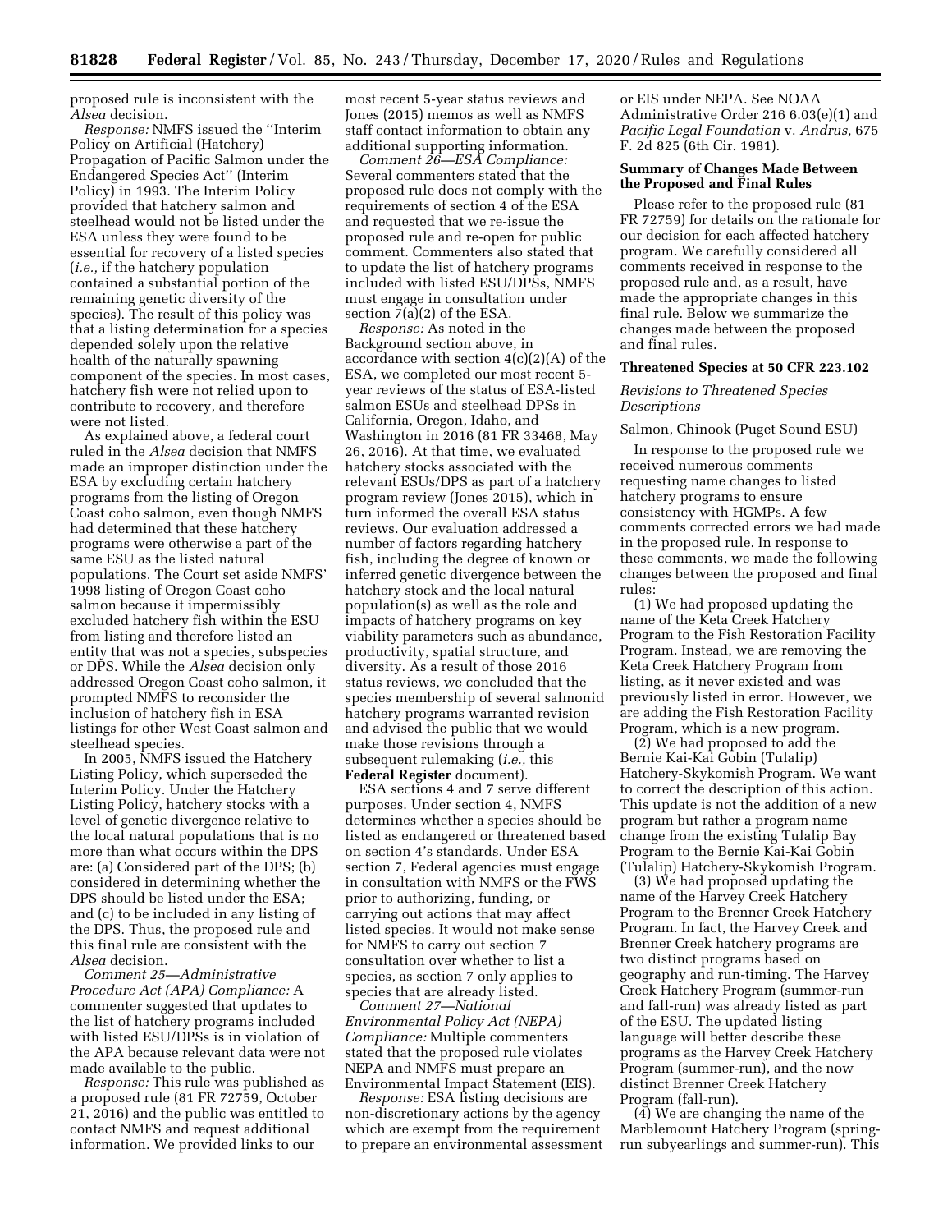proposed rule is inconsistent with the *Alsea* decision.

*Response:* NMFS issued the ''Interim Policy on Artificial (Hatchery) Propagation of Pacific Salmon under the Endangered Species Act'' (Interim Policy) in 1993. The Interim Policy provided that hatchery salmon and steelhead would not be listed under the ESA unless they were found to be essential for recovery of a listed species (*i.e.,* if the hatchery population contained a substantial portion of the remaining genetic diversity of the species). The result of this policy was that a listing determination for a species depended solely upon the relative health of the naturally spawning component of the species. In most cases, hatchery fish were not relied upon to contribute to recovery, and therefore were not listed.

As explained above, a federal court ruled in the *Alsea* decision that NMFS made an improper distinction under the ESA by excluding certain hatchery programs from the listing of Oregon Coast coho salmon, even though NMFS had determined that these hatchery programs were otherwise a part of the same ESU as the listed natural populations. The Court set aside NMFS' 1998 listing of Oregon Coast coho salmon because it impermissibly excluded hatchery fish within the ESU from listing and therefore listed an entity that was not a species, subspecies or DPS. While the *Alsea* decision only addressed Oregon Coast coho salmon, it prompted NMFS to reconsider the inclusion of hatchery fish in ESA listings for other West Coast salmon and steelhead species.

In 2005, NMFS issued the Hatchery Listing Policy, which superseded the Interim Policy. Under the Hatchery Listing Policy, hatchery stocks with a level of genetic divergence relative to the local natural populations that is no more than what occurs within the DPS are: (a) Considered part of the DPS; (b) considered in determining whether the DPS should be listed under the ESA; and (c) to be included in any listing of the DPS. Thus, the proposed rule and this final rule are consistent with the *Alsea* decision.

*Comment 25—Administrative Procedure Act (APA) Compliance:* A commenter suggested that updates to the list of hatchery programs included with listed ESU/DPSs is in violation of the APA because relevant data were not made available to the public.

*Response:* This rule was published as a proposed rule (81 FR 72759, October 21, 2016) and the public was entitled to contact NMFS and request additional information. We provided links to our most recent 5-year status reviews and Jones (2015) memos as well as NMFS staff contact information to obtain any additional supporting information.

*Comment 26—ESA Compliance:* Several commenters stated that the proposed rule does not comply with the requirements of section 4 of the ESA and requested that we re-issue the proposed rule and re-open for public comment. Commenters also stated that to update the list of hatchery programs included with listed ESU/DPSs, NMFS must engage in consultation under section 7(a)(2) of the ESA.

*Response:* As noted in the Background section above, in accordance with section 4(c)(2)(A) of the ESA, we completed our most recent 5-year reviews of the status of ESA-listed salmon ESUs and steelhead DPSs in California, Oregon, Idaho, and Washington in 2016 (81 FR 33468, May 26, 2016). At that time, we evaluated hatchery stocks associated with the relevant ESUs/DPS as part of a hatchery program review (Jones 2015), which in turn informed the overall ESA status reviews. Our evaluation addressed a number of factors regarding hatchery fish, including the degree of known or inferred genetic divergence between the hatchery stock and the local natural population(s) as well as the role and impacts of hatchery programs on key viability parameters such as abundance, productivity, spatial structure, and diversity. As a result of those 2016 status reviews, we concluded that the species membership of several salmonid hatchery programs warranted revision and advised the public that we would make those revisions through a subsequent rulemaking (*i.e.,* this **Federal Register** document).

ESA sections 4 and 7 serve different purposes. Under section 4, NMFS determines whether a species should be listed as endangered or threatened based on section 4's standards. Under ESA section 7, Federal agencies must engage in consultation with NMFS or the FWS prior to authorizing, funding, or carrying out actions that may affect listed species. It would not make sense for NMFS to carry out section 7 consultation over whether to list a species, as section 7 only applies to species that are already listed.

*Comment 27—National Environmental Policy Act (NEPA) Compliance:* Multiple commenters stated that the proposed rule violates NEPA and NMFS must prepare an Environmental Impact Statement (EIS).

*Response:* ESA listing decisions are non-discretionary actions by the agency which are exempt from the requirement to prepare an environmental assessment or EIS under NEPA. See NOAA Administrative Order 216 6.03(e)(1) and *Pacific Legal Foundation* v. *Andrus,* 675 F. 2d 825 (6th Cir. 1981).

## Summary of Changes Made Between the Proposed and Final Rules

Please refer to the proposed rule (81 FR 72759) for details on the rationale for our decision for each affected hatchery program. We carefully considered all comments received in response to the proposed rule and, as a result, have made the appropriate changes in this final rule. Below we summarize the changes made between the proposed and final rules.

## Threatened Species at 50 CFR 223.102

### *Revisions to Threatened Species Descriptions*

Salmon, Chinook (Puget Sound ESU)

In response to the proposed rule we received numerous comments requesting name changes to listed hatchery programs to ensure consistency with HGMPs. A few comments corrected errors we had made in the proposed rule. In response to these comments, we made the following changes between the proposed and final rules:

(1) We had proposed updating the name of the Keta Creek Hatchery Program to the Fish Restoration Facility Program. Instead, we are removing the Keta Creek Hatchery Program from listing, as it never existed and was previously listed in error. However, we are adding the Fish Restoration Facility Program, which is a new program.

(2) We had proposed to add the Bernie Kai-Kai Gobin (Tulalip) Hatchery-Skykomish Program. We want to correct the description of this action. This update is not the addition of a new program but rather a program name change from the existing Tulalip Bay Program to the Bernie Kai-Kai Gobin (Tulalip) Hatchery-Skykomish Program.

(3) We had proposed updating the name of the Harvey Creek Hatchery Program to the Brenner Creek Hatchery Program. In fact, the Harvey Creek and Brenner Creek hatchery programs are two distinct programs based on geography and run-timing. The Harvey Creek Hatchery Program (summer-run and fall-run) was already listed as part of the ESU. The updated listing language will better describe these programs as the Harvey Creek Hatchery Program (summer-run), and the now distinct Brenner Creek Hatchery Program (fall-run).

(4) We are changing the name of the Marblemount Hatchery Program (spring-run subyearlings and summer-run). This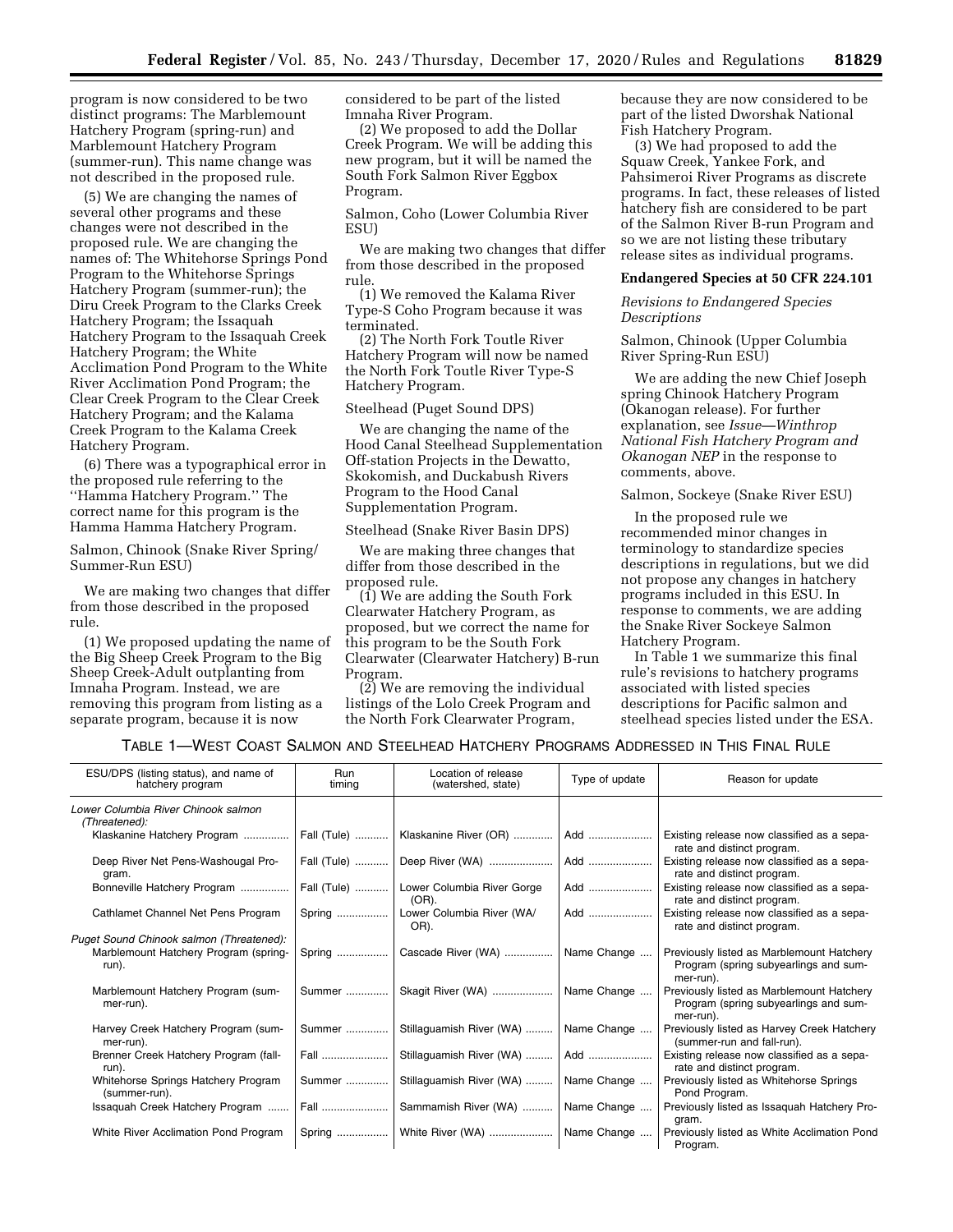program is now considered to be two distinct programs: The Marblemount Hatchery Program (spring-run) and Marblemount Hatchery Program (summer-run). This name change was not described in the proposed rule.

(5) We are changing the names of several other programs and these changes were not described in the proposed rule. We are changing the names of: The Whitehorse Springs Pond Program to the Whitehorse Springs Hatchery Program (summer-run); the Diru Creek Program to the Clarks Creek Hatchery Program; the Issaquah Hatchery Program to the Issaquah Creek Hatchery Program; the White Acclimation Pond Program to the White River Acclimation Pond Program; the Clear Creek Program to the Clear Creek Hatchery Program; and the Kalama Creek Program to the Kalama Creek Hatchery Program.

(6) There was a typographical error in the proposed rule referring to the ''Hamma Hatchery Program.'' The correct name for this program is the Hamma Hamma Hatchery Program.

Salmon, Chinook (Snake River Spring/Summer-Run ESU)

We are making two changes that differ from those described in the proposed rule.

(1) We proposed updating the name of the Big Sheep Creek Program to the Big Sheep Creek-Adult outplanting from Imnaha Program. Instead, we are removing this program from listing as a separate program, because it is now considered to be part of the listed Imnaha River Program.

(2) We proposed to add the Dollar Creek Program. We will be adding this new program, but it will be named the South Fork Salmon River Eggbox Program.

Salmon, Coho (Lower Columbia River ESU)

We are making two changes that differ from those described in the proposed rule.

(1) We removed the Kalama River Type-S Coho Program because it was terminated.

(2) The North Fork Toutle River Hatchery Program will now be named the North Fork Toutle River Type-S Hatchery Program.

Steelhead (Puget Sound DPS)

We are changing the name of the Hood Canal Steelhead Supplementation Off-station Projects in the Dewatto, Skokomish, and Duckabush Rivers Program to the Hood Canal Supplementation Program.

Steelhead (Snake River Basin DPS)

We are making three changes that differ from those described in the proposed rule.

(1) We are adding the South Fork Clearwater Hatchery Program, as proposed, but we correct the name for this program to be the South Fork Clearwater (Clearwater Hatchery) B-run Program.

(2) We are removing the individual listings of the Lolo Creek Program and the North Fork Clearwater Program, because they are now considered to be part of the listed Dworshak National Fish Hatchery Program.

(3) We had proposed to add the Squaw Creek, Yankee Fork, and Pahsimeroi River Programs as discrete programs. In fact, these releases of listed hatchery fish are considered to be part of the Salmon River B-run Program and so we are not listing these tributary release sites as individual programs.

**Endangered Species at 50 CFR 224.101**

*Revisions to Endangered Species Descriptions*

Salmon, Chinook (Upper Columbia River Spring-Run ESU)

We are adding the new Chief Joseph spring Chinook Hatchery Program (Okanogan release). For further explanation, see *Issue—Winthrop National Fish Hatchery Program and Okanogan NEP* in the response to comments, above.

Salmon, Sockeye (Snake River ESU)

In the proposed rule we recommended minor changes in terminology to standardize species descriptions in regulations, but we did not propose any changes in hatchery programs included in this ESU. In response to comments, we are adding the Snake River Sockeye Salmon Hatchery Program.

In Table 1 we summarize this final rule's revisions to hatchery programs associated with listed species descriptions for Pacific salmon and steelhead species listed under the ESA.

TABLE 1—WEST COAST SALMON AND STEELHEAD HATCHERY PROGRAMS ADDRESSED IN THIS FINAL RULE

| ESU/DPS (listing status), and name of hatchery program | Run timing | Location of release (watershed, state) | Type of update | Reason for update |
|---|---|---|---|---|
| *Lower Columbia River Chinook salmon (Threatened):* | | | | |
| Klaskanine Hatchery Program | Fall (Tule) | Klaskanine River (OR) | Add | Existing release now classified as a separate and distinct program. |
| Deep River Net Pens-Washougal Program. | Fall (Tule) | Deep River (WA) | Add | Existing release now classified as a separate and distinct program. |
| Bonneville Hatchery Program | Fall (Tule) | Lower Columbia River Gorge (OR). | Add | Existing release now classified as a separate and distinct program. |
| Cathlamet Channel Net Pens Program | Spring | Lower Columbia River (WA/OR). | Add | Existing release now classified as a separate and distinct program. |
| *Puget Sound Chinook salmon (Threatened):* | | | | |
| Marblemount Hatchery Program (spring-run). | Spring | Cascade River (WA) | Name Change | Previously listed as Marblemount Hatchery Program (spring subyearlings and summer-run). |
| Marblemount Hatchery Program (summer-run). | Summer | Skagit River (WA) | Name Change | Previously listed as Marblemount Hatchery Program (spring subyearlings and summer-run). |
| Harvey Creek Hatchery Program (summer-run). | Summer | Stillaguamish River (WA) | Name Change | Previously listed as Harvey Creek Hatchery (summer-run and fall-run). |
| Brenner Creek Hatchery Program (fall-run). | Fall | Stillaguamish River (WA) | Add | Existing release now classified as a separate and distinct program. |
| Whitehorse Springs Hatchery Program (summer-run). | Summer | Stillaguamish River (WA) | Name Change | Previously listed as Whitehorse Springs Pond Program. |
| Issaquah Creek Hatchery Program | Fall | Sammamish River (WA) | Name Change | Previously listed as Issaquah Hatchery Program. |
| White River Acclimation Pond Program | Spring | White River (WA) | Name Change | Previously listed as White Acclimation Pond Program. |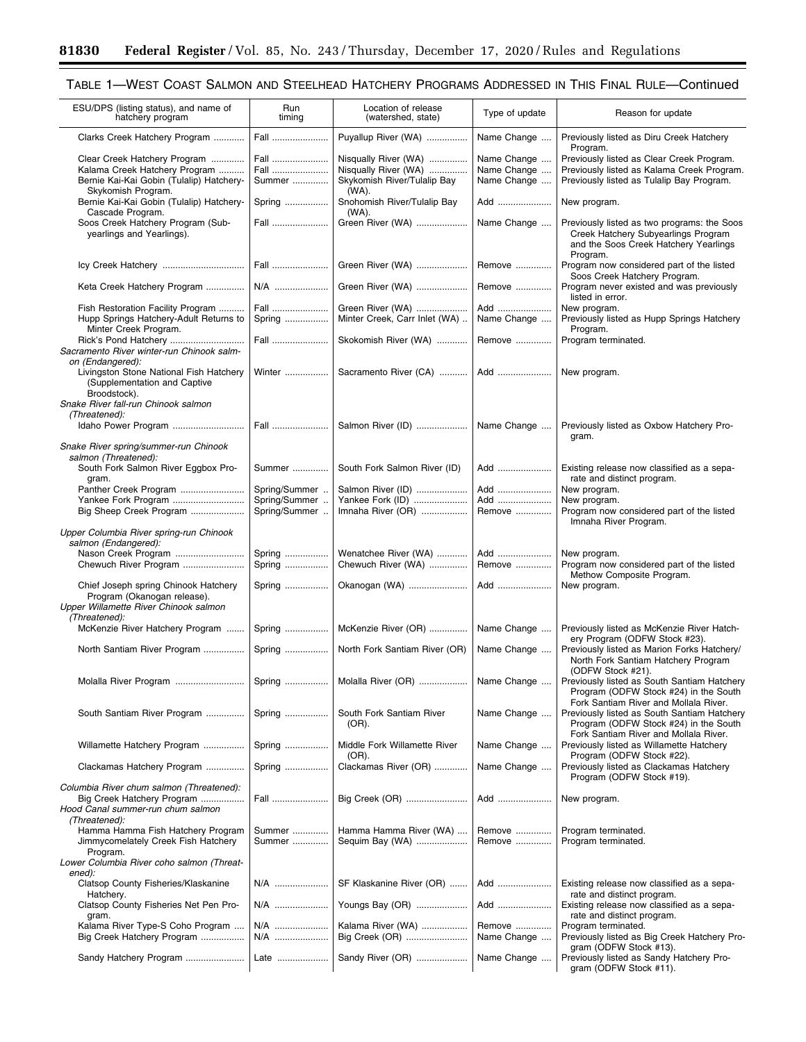## TABLE 1—WEST COAST SALMON AND STEELHEAD HATCHERY PROGRAMS ADDRESSED IN THIS FINAL RULE—Continued

| ESU/DPS (listing status), and name of hatchery program | Run timing | Location of release (watershed, state) | Type of update | Reason for update |
|---|---|---|---|---|
| Clarks Creek Hatchery Program | Fall | Puyallup River (WA) | Name Change | Previously listed as Diru Creek Hatchery Program. |
| Clear Creek Hatchery Program | Fall | Nisqually River (WA) | Name Change | Previously listed as Clear Creek Program. |
| Kalama Creek Hatchery Program | Fall | Nisqually River (WA) | Name Change | Previously listed as Kalama Creek Program. |
| Bernie Kai-Kai Gobin (Tulalip) Hatchery-Skykomish Program. | Summer | Skykomish River/Tulalip Bay (WA). | Name Change | Previously listed as Tulalip Bay Program. |
| Bernie Kai-Kai Gobin (Tulalip) Hatchery-Cascade Program. | Spring | Snohomish River/Tulalip Bay (WA). | Add | New program. |
| Soos Creek Hatchery Program (Sub-yearlings and Yearlings). | Fall | Green River (WA) | Name Change | Previously listed as two programs: the Soos Creek Hatchery Subyearlings Program and the Soos Creek Hatchery Yearlings Program. |
| Icy Creek Hatchery | Fall | Green River (WA) | Remove | Program now considered part of the listed Soos Creek Hatchery Program. |
| Keta Creek Hatchery Program | N/A | Green River (WA) | Remove | Program never existed and was previously listed in error. |
| Fish Restoration Facility Program | Fall | Green River (WA) | Add | New program. |
| Hupp Springs Hatchery-Adult Returns to Minter Creek Program. | Spring | Minter Creek, Carr Inlet (WA) | Name Change | Previously listed as Hupp Springs Hatchery Program. |
| Rick's Pond Hatchery | Fall | Skokomish River (WA) | Remove | Program terminated. |
| *Sacramento River winter-run Chinook salmon (Endangered):* | | | | |
| Livingston Stone National Fish Hatchery (Supplementation and Captive Broodstock). | Winter | Sacramento River (CA) | Add | New program. |
| *Snake River fall-run Chinook salmon (Threatened):* | | | | |
| Idaho Power Program | Fall | Salmon River (ID) | Name Change | Previously listed as Oxbow Hatchery Program. |
| *Snake River spring/summer-run Chinook salmon (Threatened):* | | | | |
| South Fork Salmon River Eggbox Program. | Summer | South Fork Salmon River (ID) | Add | Existing release now classified as a separate and distinct program. |
| Panther Creek Program | Spring/Summer | Salmon River (ID) | Add | New program. |
| Yankee Fork Program | Spring/Summer | Yankee Fork (ID) | Add | New program. |
| Big Sheep Creek Program | Spring/Summer | Imnaha River (OR) | Remove | Program now considered part of the listed Imnaha River Program. |
| *Upper Columbia River spring-run Chinook salmon (Endangered):* | | | | |
| Nason Creek Program | Spring | Wenatchee River (WA) | Add | New program. |
| Chewuch River Program | Spring | Chewuch River (WA) | Remove | Program now considered part of the listed Methow Composite Program. |
| Chief Joseph spring Chinook Hatchery Program (Okanogan release). | Spring | Okanogan (WA) | Add | New program. |
| *Upper Willamette River Chinook salmon (Threatened):* | | | | |
| McKenzie River Hatchery Program | Spring | McKenzie River (OR) | Name Change | Previously listed as McKenzie River Hatchery Program (ODFW Stock #23). |
| North Santiam River Program | Spring | North Fork Santiam River (OR) | Name Change | Previously listed as Marion Forks Hatchery/North Fork Santiam Hatchery Program (ODFW Stock #21). |
| Molalla River Program | Spring | Molalla River (OR) | Name Change | Previously listed as South Santiam Hatchery Program (ODFW Stock #24) in the South Fork Santiam River and Mollala River. |
| South Santiam River Program | Spring | South Fork Santiam River (OR). | Name Change | Previously listed as South Santiam Hatchery Program (ODFW Stock #24) in the South Fork Santiam River and Mollala River. |
| Willamette Hatchery Program | Spring | Middle Fork Willamette River (OR). | Name Change | Previously listed as Willamette Hatchery Program (ODFW Stock #22). |
| Clackamas Hatchery Program | Spring | Clackamas River (OR) | Name Change | Previously listed as Clackamas Hatchery Program (ODFW Stock #19). |
| *Columbia River chum salmon (Threatened):* | | | | |
| Big Creek Hatchery Program | Fall | Big Creek (OR) | Add | New program. |
| *Hood Canal summer-run chum salmon (Threatened):* | | | | |
| Hamma Hamma Fish Hatchery Program | Summer | Hamma Hamma River (WA) | Remove | Program terminated. |
| Jimmycomelately Creek Fish Hatchery Program. | Summer | Sequim Bay (WA) | Remove | Program terminated. |
| *Lower Columbia River coho salmon (Threatened):* | | | | |
| Clatsop County Fisheries/Klaskanine Hatchery. | N/A | SF Klaskanine River (OR) | Add | Existing release now classified as a separate and distinct program. |
| Clatsop County Fisheries Net Pen Program. | N/A | Youngs Bay (OR) | Add | Existing release now classified as a separate and distinct program. |
| Kalama River Type-S Coho Program | N/A | Kalama River (WA) | Remove | Program terminated. |
| Big Creek Hatchery Program | N/A | Big Creek (OR) | Name Change | Previously listed as Big Creek Hatchery Program (ODFW Stock #13). |
| Sandy Hatchery Program | Late | Sandy River (OR) | Name Change | Previously listed as Sandy Hatchery Program (ODFW Stock #11). |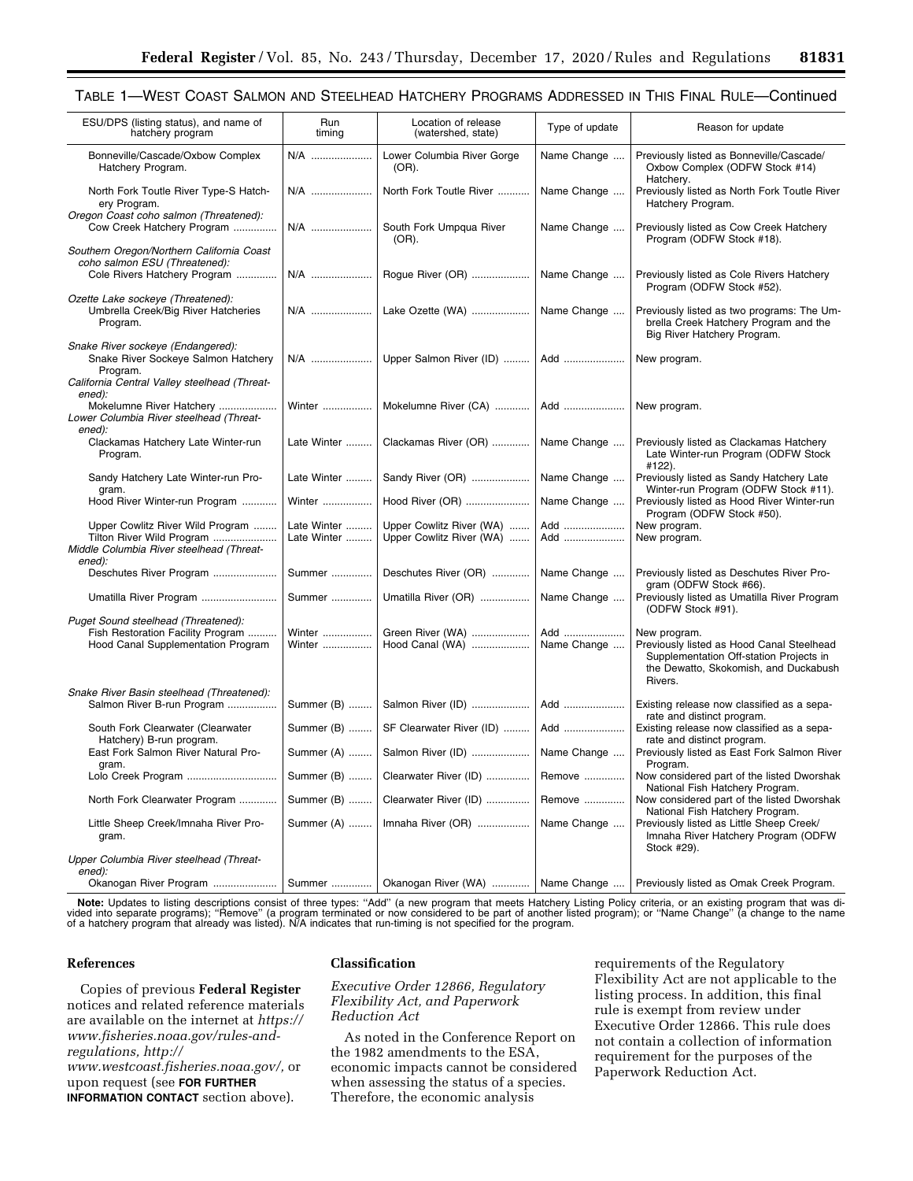## TABLE 1—WEST COAST SALMON AND STEELHEAD HATCHERY PROGRAMS ADDRESSED IN THIS FINAL RULE—Continued

| ESU/DPS (listing status), and name of hatchery program | Run timing | Location of release (watershed, state) | Type of update | Reason for update |
|---|---|---|---|---|
| Bonneville/Cascade/Oxbow Complex Hatchery Program. | N/A | Lower Columbia River Gorge (OR). | Name Change | Previously listed as Bonneville/Cascade/Oxbow Complex (ODFW Stock #14) Hatchery. |
| North Fork Toutle River Type-S Hatchery Program. | N/A | North Fork Toutle River | Name Change | Previously listed as North Fork Toutle River Hatchery Program. |
| *Oregon Coast coho salmon (Threatened):* | | | | |
| Cow Creek Hatchery Program | N/A | South Fork Umpqua River (OR). | Name Change | Previously listed as Cow Creek Hatchery Program (ODFW Stock #18). |
| *Southern Oregon/Northern California Coast coho salmon ESU (Threatened):* | | | | |
| Cole Rivers Hatchery Program | N/A | Rogue River (OR) | Name Change | Previously listed as Cole Rivers Hatchery Program (ODFW Stock #52). |
| *Ozette Lake sockeye (Threatened):* | | | | |
| Umbrella Creek/Big River Hatcheries Program. | N/A | Lake Ozette (WA) | Name Change | Previously listed as two programs: The Umbrella Creek Hatchery Program and the Big River Hatchery Program. |
| *Snake River sockeye (Endangered):* | | | | |
| Snake River Sockeye Salmon Hatchery Program. | N/A | Upper Salmon River (ID) | Add | New program. |
| *California Central Valley steelhead (Threatened):* | | | | |
| Mokelumne River Hatchery | Winter | Mokelumne River (CA) | Add | New program. |
| *Lower Columbia River steelhead (Threatened):* | | | | |
| Clackamas Hatchery Late Winter-run Program. | Late Winter | Clackamas River (OR) | Name Change | Previously listed as Clackamas Hatchery Late Winter-run Program (ODFW Stock #122). |
| Sandy Hatchery Late Winter-run Program. | Late Winter | Sandy River (OR) | Name Change | Previously listed as Sandy Hatchery Late Winter-run Program (ODFW Stock #11). |
| Hood River Winter-run Program | Winter | Hood River (OR) | Name Change | Previously listed as Hood River Winter-run Program (ODFW Stock #50). |
| Upper Cowlitz River Wild Program | Late Winter | Upper Cowlitz River (WA) | Add | New program. |
| Tilton River Wild Program | Late Winter | Upper Cowlitz River (WA) | Add | New program. |
| *Middle Columbia River steelhead (Threatened):* | | | | |
| Deschutes River Program | Summer | Deschutes River (OR) | Name Change | Previously listed as Deschutes River Program (ODFW Stock #66). |
| Umatilla River Program | Summer | Umatilla River (OR) | Name Change | Previously listed as Umatilla River Program (ODFW Stock #91). |
| *Puget Sound steelhead (Threatened):* | | | | |
| Fish Restoration Facility Program | Winter | Green River (WA) | Add | New program. |
| Hood Canal Supplementation Program | Winter | Hood Canal (WA) | Name Change | Previously listed as Hood Canal Steelhead Supplementation Off-station Projects in the Dewatto, Skokomish, and Duckabush Rivers. |
| *Snake River Basin steelhead (Threatened):* | | | | |
| Salmon River B-run Program | Summer (B) | Salmon River (ID) | Add | Existing release now classified as a separate and distinct program. |
| South Fork Clearwater (Clearwater Hatchery) B-run program. | Summer (B) | SF Clearwater River (ID) | Add | Existing release now classified as a separate and distinct program. |
| East Fork Salmon River Natural Program. | Summer (A) | Salmon River (ID) | Name Change | Previously listed as East Fork Salmon River Program. |
| Lolo Creek Program | Summer (B) | Clearwater River (ID) | Remove | Now considered part of the listed Dworshak National Fish Hatchery Program. |
| North Fork Clearwater Program | Summer (B) | Clearwater River (ID) | Remove | Now considered part of the listed Dworshak National Fish Hatchery Program. |
| Little Sheep Creek/Imnaha River Program. | Summer (A) | Imnaha River (OR) | Name Change | Previously listed as Little Sheep Creek/Imnaha River Hatchery Program (ODFW Stock #29). |
| *Upper Columbia River steelhead (Threatened):* | | | | |
| Okanogan River Program | Summer | Okanogan River (WA) | Name Change | Previously listed as Omak Creek Program. |

**Note:** Updates to listing descriptions consist of three types: "Add" (a new program that meets Hatchery Listing Policy criteria, or an existing program that was divided into separate programs); "Remove" (a program terminated or now considered to be part of another listed program); or "Name Change" (a change to the name of a hatchery program that already was listed). N/A indicates that run-timing is not specified for the program.

## References

Copies of previous **Federal Register** notices and related reference materials are available on the internet at *https://www.fisheries.noaa.gov/rules-and-regulations, http://www.westcoast.fisheries.noaa.gov/,* or upon request (see **FOR FURTHER INFORMATION CONTACT** section above).

## Classification

### *Executive Order 12866, Regulatory Flexibility Act, and Paperwork Reduction Act*

As noted in the Conference Report on the 1982 amendments to the ESA, economic impacts cannot be considered when assessing the status of a species. Therefore, the economic analysis requirements of the Regulatory Flexibility Act are not applicable to the listing process. In addition, this final rule is exempt from review under Executive Order 12866. This rule does not contain a collection of information requirement for the purposes of the Paperwork Reduction Act.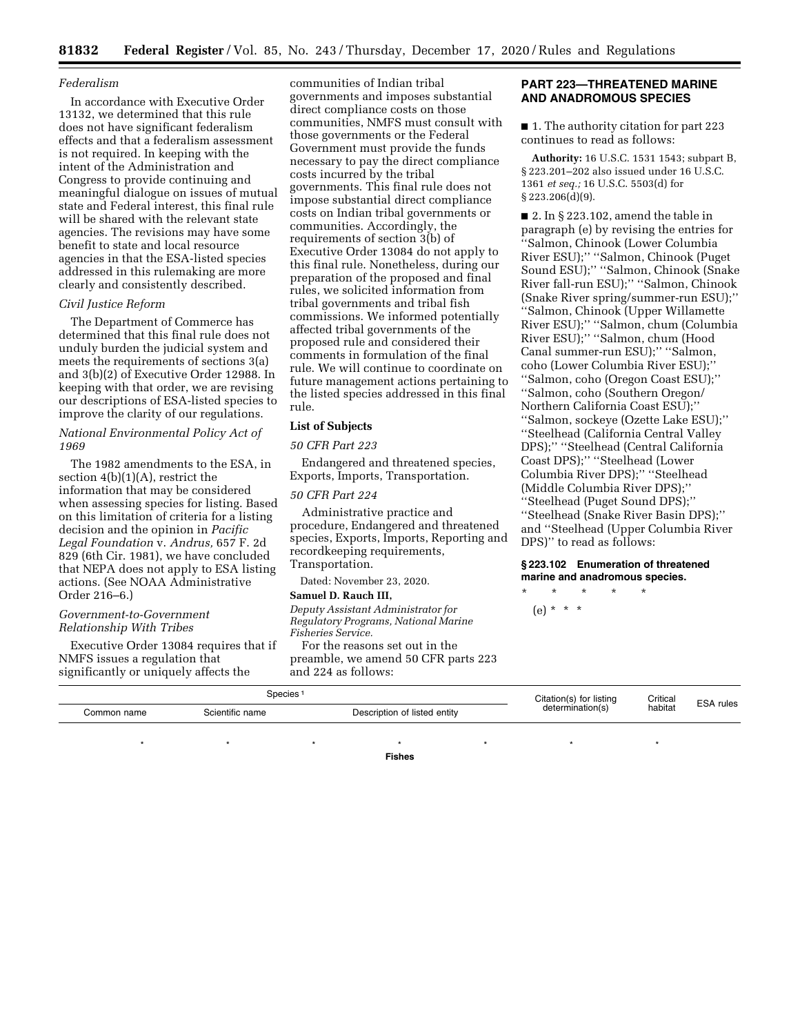*Federalism*

In accordance with Executive Order 13132, we determined that this rule does not have significant federalism effects and that a federalism assessment is not required. In keeping with the intent of the Administration and Congress to provide continuing and meaningful dialogue on issues of mutual state and Federal interest, this final rule will be shared with the relevant state agencies. The revisions may have some benefit to state and local resource agencies in that the ESA-listed species addressed in this rulemaking are more clearly and consistently described.

*Civil Justice Reform*

The Department of Commerce has determined that this final rule does not unduly burden the judicial system and meets the requirements of sections 3(a) and 3(b)(2) of Executive Order 12988. In keeping with that order, we are revising our descriptions of ESA-listed species to improve the clarity of our regulations.

*National Environmental Policy Act of 1969*

The 1982 amendments to the ESA, in section 4(b)(1)(A), restrict the information that may be considered when assessing species for listing. Based on this limitation of criteria for a listing decision and the opinion in *Pacific Legal Foundation* v. *Andrus,* 657 F. 2d 829 (6th Cir. 1981), we have concluded that NEPA does not apply to ESA listing actions. (See NOAA Administrative Order 216–6.)

*Government-to-Government Relationship With Tribes*

Executive Order 13084 requires that if NMFS issues a regulation that significantly or uniquely affects the communities of Indian tribal governments and imposes substantial direct compliance costs on those communities, NMFS must consult with those governments or the Federal Government must provide the funds necessary to pay the direct compliance costs incurred by the tribal governments. This final rule does not impose substantial direct compliance costs on Indian tribal governments or communities. Accordingly, the requirements of section 3(b) of Executive Order 13084 do not apply to this final rule. Nonetheless, during our preparation of the proposed and final rules, we solicited information from tribal governments and tribal fish commissions. We informed potentially affected tribal governments of the proposed rule and considered their comments in formulation of the final rule. We will continue to coordinate on future management actions pertaining to the listed species addressed in this final rule.

**List of Subjects**

*50 CFR Part 223*

Endangered and threatened species, Exports, Imports, Transportation.

*50 CFR Part 224*

Administrative practice and procedure, Endangered and threatened species, Exports, Imports, Reporting and recordkeeping requirements, Transportation.

Dated: November 23, 2020.

**Samuel D. Rauch III,**

*Deputy Assistant Administrator for Regulatory Programs, National Marine Fisheries Service.*

For the reasons set out in the preamble, we amend 50 CFR parts 223 and 224 as follows:

**PART 223—THREATENED MARINE AND ANADROMOUS SPECIES**

■ 1. The authority citation for part 223 continues to read as follows:

**Authority:** 16 U.S.C. 1531 1543; subpart B, § 223.201–202 also issued under 16 U.S.C. 1361 *et seq.;* 16 U.S.C. 5503(d) for § 223.206(d)(9).

■ 2. In § 223.102, amend the table in paragraph (e) by revising the entries for ''Salmon, Chinook (Lower Columbia River ESU);'' ''Salmon, Chinook (Puget Sound ESU);'' ''Salmon, Chinook (Snake River fall-run ESU);'' ''Salmon, Chinook (Snake River spring/summer-run ESU);'' ''Salmon, Chinook (Upper Willamette River ESU);'' ''Salmon, chum (Columbia River ESU);'' ''Salmon, chum (Hood Canal summer-run ESU);'' ''Salmon, coho (Lower Columbia River ESU);'' ''Salmon, coho (Oregon Coast ESU);'' ''Salmon, coho (Southern Oregon/Northern California Coast ESU);'' ''Salmon, sockeye (Ozette Lake ESU);'' ''Steelhead (California Central Valley DPS);'' ''Steelhead (Central California Coast DPS);'' ''Steelhead (Lower Columbia River DPS);'' ''Steelhead (Middle Columbia River DPS);'' ''Steelhead (Puget Sound DPS);'' ''Steelhead (Snake River Basin DPS);'' and ''Steelhead (Upper Columbia River DPS)'' to read as follows:

**§ 223.102 Enumeration of threatened marine and anadromous species.**

\* \* \* \* \*

(e) \* \* \*

| Species[1] | | | Citation(s) for listing determination(s) | Critical habitat | ESA rules |
|---|---|---|---|---|---|
| Common name | Scientific name | Description of listed entity | | | |
| * | * | * | * | * | * |
| **Fishes** | | | | | |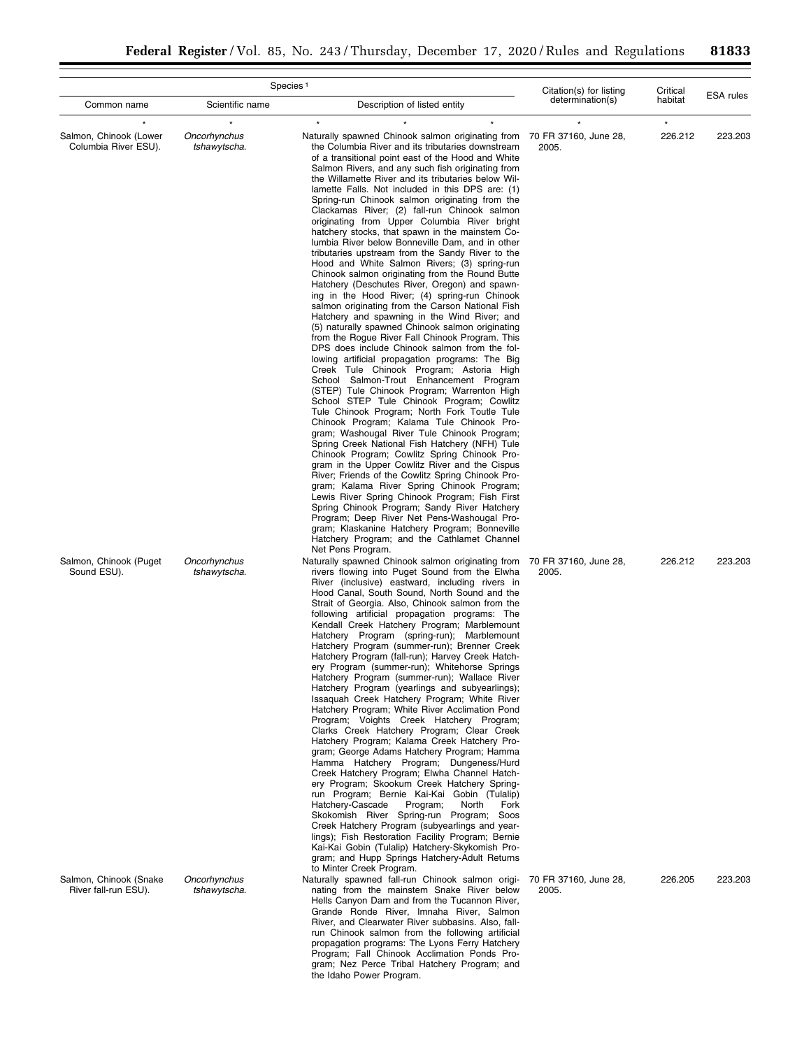| Species[1] | | | Citation(s) for listing determination(s) | Critical habitat | ESA rules |
|---|---|---|---|---|---|
| Common name | Scientific name | Description of listed entity | | | |
| * | * | * * | * | * | |
| Salmon, Chinook (Lower Columbia River ESU). | *Oncorhynchus tshawytscha*. | Naturally spawned Chinook salmon originating from the Columbia River and its tributaries downstream of a transitional point east of the Hood and White Salmon Rivers, and any such fish originating from the Willamette River and its tributaries below Willamette Falls. Not included in this DPS are: (1) Spring-run Chinook salmon originating from the Clackamas River; (2) fall-run Chinook salmon originating from Upper Columbia River bright hatchery stocks, that spawn in the mainstem Columbia River below Bonneville Dam, and in other tributaries upstream from the Sandy River to the Hood and White Salmon Rivers; (3) spring-run Chinook salmon originating from the Round Butte Hatchery (Deschutes River, Oregon) and spawning in the Hood River; (4) spring-run Chinook salmon originating from the Carson National Fish Hatchery and spawning in the Wind River; and (5) naturally spawned Chinook salmon originating from the Rogue River Fall Chinook Program. This DPS does include Chinook salmon from the following artificial propagation programs: The Big Creek Tule Chinook Program; Astoria High School Salmon-Trout Enhancement Program (STEP) Tule Chinook Program; Warrenton High School STEP Tule Chinook Program; Cowlitz Tule Chinook Program; North Fork Toutle Tule Chinook Program; Kalama Tule Chinook Program; Washougal River Tule Chinook Program; Spring Creek National Fish Hatchery (NFH) Tule Chinook Program; Cowlitz Spring Chinook Program in the Upper Cowlitz River and the Cispus River; Friends of the Cowlitz Spring Chinook Program; Kalama River Spring Chinook Program; Lewis River Spring Chinook Program; Fish First Spring Chinook Program; Sandy River Hatchery Program; Deep River Net Pens-Washougal Program; Klaskanine Hatchery Program; Bonneville Hatchery Program; and the Cathlamet Channel Net Pens Program. | 70 FR 37160, June 28, 2005. | 226.212 | 223.203 |
| Salmon, Chinook (Puget Sound ESU). | *Oncorhynchus tshawytscha*. | Naturally spawned Chinook salmon originating from rivers flowing into Puget Sound from the Elwha River (inclusive) eastward, including rivers in Hood Canal, South Sound, North Sound and the Strait of Georgia. Also, Chinook salmon from the following artificial propagation programs: The Kendall Creek Hatchery Program; Marblemount Hatchery Program (spring-run); Marblemount Hatchery Program (summer-run); Brenner Creek Hatchery Program (fall-run); Harvey Creek Hatchery Program (summer-run); Whitehorse Springs Hatchery Program (summer-run); Wallace River Hatchery Program (yearlings and subyearlings); Issaquah Creek Hatchery Program; White River Hatchery Program; White River Acclimation Pond Program; Voights Creek Hatchery Program; Clarks Creek Hatchery Program; Clear Creek Hatchery Program; Kalama Creek Hatchery Program; George Adams Hatchery Program; Hamma Hamma Hatchery Program; Dungeness/Hurd Creek Hatchery Program; Elwha Channel Hatchery Program; Skookum Creek Hatchery Spring-run Program; Bernie Kai-Kai Gobin (Tulalip) Hatchery-Cascade Program; North Fork Skokomish River Spring-run Program; Soos Creek Hatchery Program (subyearlings and yearlings); Fish Restoration Facility Program; Bernie Kai-Kai Gobin (Tulalip) Hatchery-Skykomish Program; and Hupp Springs Hatchery-Adult Returns to Minter Creek Program. | 70 FR 37160, June 28, 2005. | 226.212 | 223.203 |
| Salmon, Chinook (Snake River fall-run ESU). | *Oncorhynchus tshawytscha*. | Naturally spawned fall-run Chinook salmon originating from the mainstem Snake River below Hells Canyon Dam and from the Tucannon River, Grande Ronde River, Imnaha River, Salmon River, and Clearwater River subbasins. Also, fall-run Chinook salmon from the following artificial propagation programs: The Lyons Ferry Hatchery Program; Fall Chinook Acclimation Ponds Program; Nez Perce Tribal Hatchery Program; and the Idaho Power Program. | 70 FR 37160, June 28, 2005. | 226.205 | 223.203 |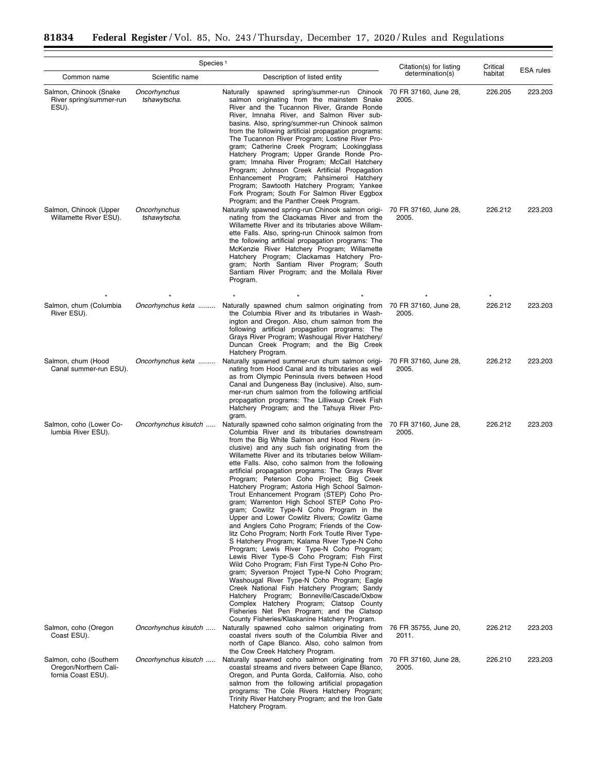| Species[1] | | | Citation(s) for listing determination(s) | Critical habitat | ESA rules |
|---|---|---|---|---|---|
| Common name | Scientific name | Description of listed entity | | | |
| Salmon, Chinook (Snake River spring/summer-run ESU). | *Oncorhynchus tshawytscha*. | Naturally spawned spring/summer-run Chinook salmon originating from the mainstem Snake River and the Tucannon River, Grande Ronde River, Imnaha River, and Salmon River subbasins. Also, spring/summer-run Chinook salmon from the following artificial propagation programs: The Tucannon River Program; Lostine River Program; Catherine Creek Program; Lookingglass Hatchery Program; Upper Grande Ronde Program; Imnaha River Program; McCall Hatchery Program; Johnson Creek Artificial Propagation Enhancement Program; Pahsimeroi Hatchery Program; Sawtooth Hatchery Program; Yankee Fork Program; South For Salmon River Eggbox Program; and the Panther Creek Program. | 70 FR 37160, June 28, 2005. | 226.205 | 223.203 |
| Salmon, Chinook (Upper Willamette River ESU). | *Oncorhynchus tshawytscha*. | Naturally spawned spring-run Chinook salmon originating from the Clackamas River and from the Willamette River and its tributaries above Willamette Falls. Also, spring-run Chinook salmon from the following artificial propagation programs: The McKenzie River Hatchery Program; Willamette Hatchery Program; Clackamas Hatchery Program; North Santiam River Program; South Santiam River Program; and the Mollala River Program. | 70 FR 37160, June 28, 2005. | 226.212 | 223.203 |
| * | * | * * * | * | * | |
| Salmon, chum (Columbia River ESU). | *Oncorhynchus keta* | Naturally spawned chum salmon originating from the Columbia River and its tributaries in Washington and Oregon. Also, chum salmon from the following artificial propagation programs: The Grays River Program; Washougal River Hatchery/Duncan Creek Program; and the Big Creek Hatchery Program. | 70 FR 37160, June 28, 2005. | 226.212 | 223.203 |
| Salmon, chum (Hood Canal summer-run ESU). | *Oncorhynchus keta* | Naturally spawned summer-run chum salmon originating from Hood Canal and its tributaries as well as from Olympic Peninsula rivers between Hood Canal and Dungeness Bay (inclusive). Also, summer-run chum salmon from the following artificial propagation programs: The Lilliwaup Creek Fish Hatchery Program; and the Tahuya River Program. | 70 FR 37160, June 28, 2005. | 226.212 | 223.203 |
| Salmon, coho (Lower Columbia River ESU). | *Oncorhynchus kisutch* | Naturally spawned coho salmon originating from the Columbia River and its tributaries downstream from the Big White Salmon and Hood Rivers (inclusive) and any such fish originating from the Willamette River and its tributaries below Willamette Falls. Also, coho salmon from the following artificial propagation programs: The Grays River Program; Peterson Coho Project; Big Creek Hatchery Program; Astoria High School Salmon-Trout Enhancement Program (STEP) Coho Program; Warrenton High School STEP Coho Program; Cowlitz Type-N Coho Program in the Upper and Lower Cowlitz Rivers; Cowlitz Game and Anglers Coho Program; Friends of the Cowlitz Coho Program; North Fork Toutle River Type-S Hatchery Program; Kalama River Type-N Coho Program; Lewis River Type-N Coho Program; Lewis River Type-S Coho Program; Fish First Wild Coho Program; Fish First Type-N Coho Program; Syverson Project Type-N Coho Program; Washougal River Type-N Coho Program; Eagle Creek National Fish Hatchery Program; Sandy Hatchery Program; Bonneville/Cascade/Oxbow Complex Hatchery Program; Clatsop County Fisheries Net Pen Program; and the Clatsop County Fisheries/Klaskanine Hatchery Program. | 70 FR 37160, June 28, 2005. | 226.212 | 223.203 |
| Salmon, coho (Oregon Coast ESU). | *Oncorhynchus kisutch* | Naturally spawned coho salmon originating from coastal rivers south of the Columbia River and north of Cape Blanco. Also, coho salmon from the Cow Creek Hatchery Program. | 76 FR 35755, June 20, 2011. | 226.212 | 223.203 |
| Salmon, coho (Southern Oregon/Northern California Coast ESU). | *Oncorhynchus kisutch* | Naturally spawned coho salmon originating from coastal streams and rivers between Cape Blanco, Oregon, and Punta Gorda, California. Also, coho salmon from the following artificial propagation programs: The Cole Rivers Hatchery Program; Trinity River Hatchery Program; and the Iron Gate Hatchery Program. | 70 FR 37160, June 28, 2005. | 226.210 | 223.203 |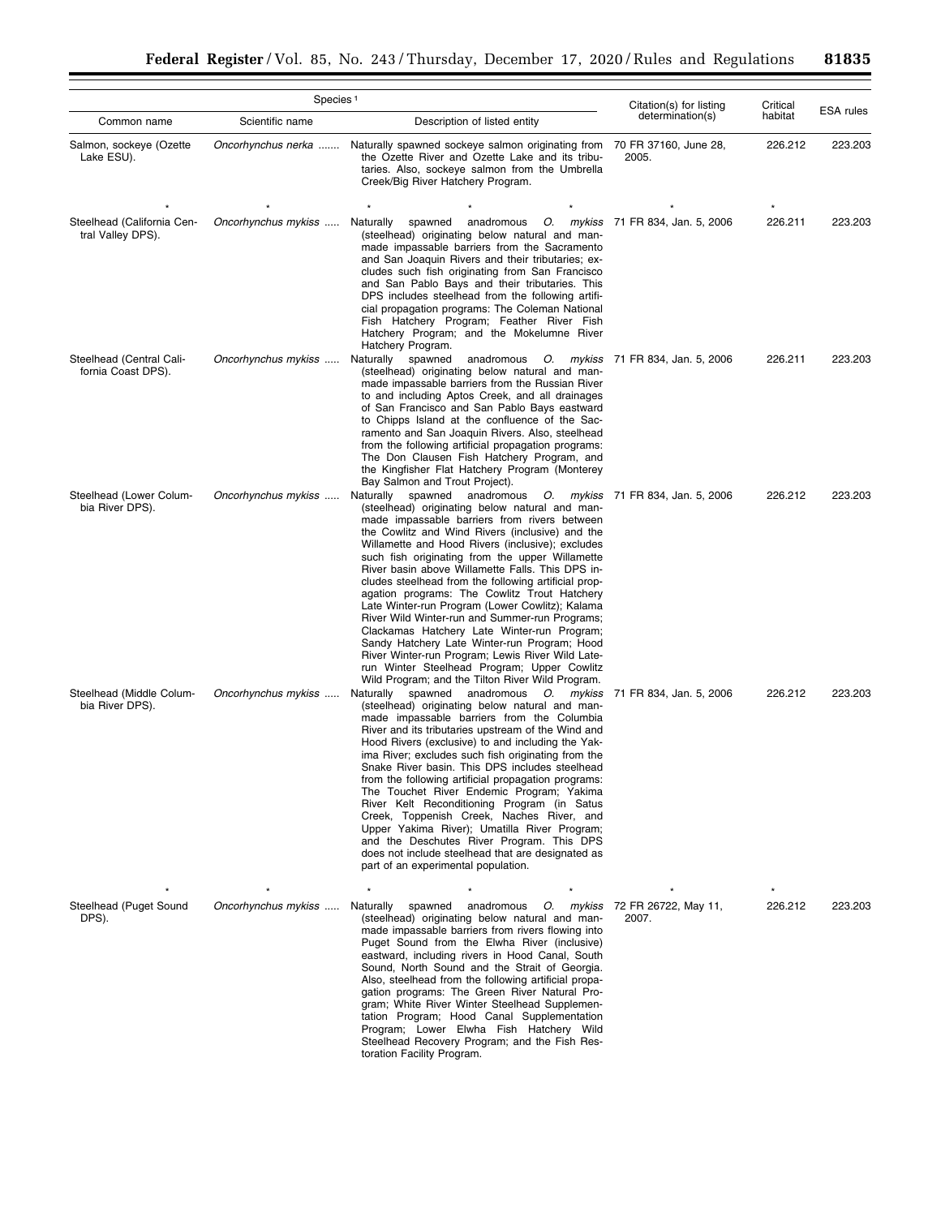| Species[1] | | | Citation(s) for listing determination(s) | Critical habitat | ESA rules |
|---|---|---|---|---|---|
| Common name | Scientific name | Description of listed entity | | | |
| Salmon, sockeye (Ozette Lake ESU). | *Oncorhynchus nerka* | Naturally spawned sockeye salmon originating from the Ozette River and Ozette Lake and its tributaries. Also, sockeye salmon from the Umbrella Creek/Big River Hatchery Program. | 70 FR 37160, June 28, 2005. | 226.212 | 223.203 |
| * | * | * * * | * | * | |
| Steelhead (California Central Valley DPS). | *Oncorhynchus mykiss* | Naturally spawned anadromous *O. mykiss* (steelhead) originating below natural and man-made impassable barriers from the Sacramento and San Joaquin Rivers and their tributaries; excludes such fish originating from San Francisco and San Pablo Bays and their tributaries. This DPS includes steelhead from the following artificial propagation programs: The Coleman National Fish Hatchery Program; Feather River Fish Hatchery Program; and the Mokelumne River Hatchery Program. | 71 FR 834, Jan. 5, 2006 | 226.211 | 223.203 |
| Steelhead (Central California Coast DPS). | *Oncorhynchus mykiss* | Naturally spawned anadromous *O. mykiss* (steelhead) originating below natural and man-made impassable barriers from the Russian River to and including Aptos Creek, and all drainages of San Francisco and San Pablo Bays eastward to Chipps Island at the confluence of the Sacramento and San Joaquin Rivers. Also, steelhead from the following artificial propagation programs: The Don Clausen Fish Hatchery Program, and the Kingfisher Flat Hatchery Program (Monterey Bay Salmon and Trout Project). | 71 FR 834, Jan. 5, 2006 | 226.211 | 223.203 |
| Steelhead (Lower Columbia River DPS). | *Oncorhynchus mykiss* | Naturally spawned anadromous *O. mykiss* (steelhead) originating below natural and man-made impassable barriers from rivers between the Cowlitz and Wind Rivers (inclusive) and the Willamette and Hood Rivers (inclusive); excludes such fish originating from the upper Willamette River basin above Willamette Falls. This DPS includes steelhead from the following artificial propagation programs: The Cowlitz Trout Hatchery Late Winter-run Program (Lower Cowlitz); Kalama River Wild Winter-run and Summer-run Programs; Clackamas Hatchery Late Winter-run Program; Sandy Hatchery Late Winter-run Program; Hood River Winter-run Program; Lewis River Wild Late-run Winter Steelhead Program; Upper Cowlitz Wild Program; and the Tilton River Wild Program. | 71 FR 834, Jan. 5, 2006 | 226.212 | 223.203 |
| Steelhead (Middle Columbia River DPS). | *Oncorhynchus mykiss* | Naturally spawned anadromous *O. mykiss* (steelhead) originating below natural and man-made impassable barriers from the Columbia River and its tributaries upstream of the Wind and Hood Rivers (exclusive) to and including the Yakima River; excludes such fish originating from the Snake River basin. This DPS includes steelhead from the following artificial propagation programs: The Touchet River Endemic Program; Yakima River Kelt Reconditioning Program (in Satus Creek, Toppenish Creek, Naches River, and Upper Yakima River); Umatilla River Program; and the Deschutes River Program. This DPS does not include steelhead that are designated as part of an experimental population. | 71 FR 834, Jan. 5, 2006 | 226.212 | 223.203 |
| * | * | * * * | * | * | |
| Steelhead (Puget Sound DPS). | *Oncorhynchus mykiss* | Naturally spawned anadromous *O. mykiss* (steelhead) originating below natural and man-made impassable barriers from rivers flowing into Puget Sound from the Elwha River (inclusive) eastward, including rivers in Hood Canal, South Sound, North Sound and the Strait of Georgia. Also, steelhead from the following artificial propagation programs: The Green River Natural Program; White River Winter Steelhead Supplementation Program; Hood Canal Supplementation Program; Lower Elwha Fish Hatchery Wild Steelhead Recovery Program; and the Fish Restoration Facility Program. | 72 FR 26722, May 11, 2007. | 226.212 | 223.203 |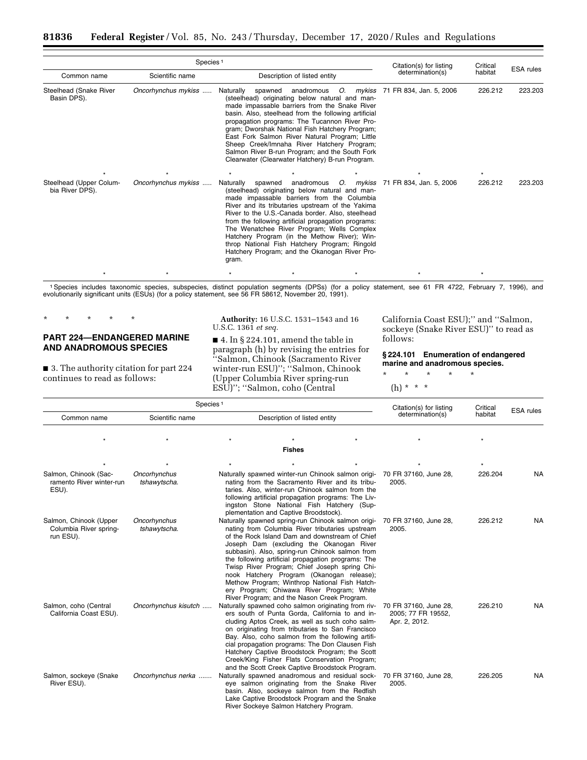| Species[1] | | | Citation(s) for listing determination(s) | Critical habitat | ESA rules |
|---|---|---|---|---|---|
| Common name | Scientific name | Description of listed entity | | | |
| Steelhead (Snake River Basin DPS). | *Oncorhynchus mykiss* | Naturally spawned anadromous *O. mykiss* (steelhead) originating below natural and man-made impassable barriers from the Snake River basin. Also, steelhead from the following artificial propagation programs: The Tucannon River Program; Dworshak National Fish Hatchery Program; East Fork Salmon River Natural Program; Little Sheep Creek/Imnaha River Hatchery Program; Salmon River B-run Program; and the South Fork Clearwater (Clearwater Hatchery) B-run Program. | 71 FR 834, Jan. 5, 2006 | 226.212 | 223.203 |
| * | * | * * * | * | * | |
| Steelhead (Upper Columbia River DPS). | *Oncorhynchus mykiss* | Naturally spawned anadromous *O. mykiss* (steelhead) originating below natural and man-made impassable barriers from the Columbia River and its tributaries upstream of the Yakima River to the U.S.-Canada border. Also, steelhead from the following artificial propagation programs: The Wenatchee River Program; Wells Complex Hatchery Program (in the Methow River); Winthrop National Fish Hatchery Program; Ringold Hatchery Program; and the Okanogan River Program. | 71 FR 834, Jan. 5, 2006 | 226.212 | 223.203 |
| * | * | * * * | * | * | |

[1] Species includes taxonomic species, subspecies, distinct population segments (DPSs) (for a policy statement, see 61 FR 4722, February 7, 1996), and evolutionarily significant units (ESUs) (for a policy statement, see 56 FR 58612, November 20, 1991).

\* \* \* \* \*

## PART 224—ENDANGERED MARINE AND ANADROMOUS SPECIES

■ 3. The authority citation for part 224 continues to read as follows:

**Authority:** 16 U.S.C. 1531–1543 and 16 U.S.C. 1361 *et seq.*

■ 4. In § 224.101, amend the table in paragraph (h) by revising the entries for "Salmon, Chinook (Sacramento River winter-run ESU)"; "Salmon, Chinook (Upper Columbia River spring-run ESU)"; "Salmon, coho (Central California Coast ESU);" and "Salmon, sockeye (Snake River ESU)" to read as follows:

### § 224.101 Enumeration of endangered marine and anadromous species.

\* \* \* \* \*

(h) \* \* \*

| Species[1] | | | Citation(s) for listing determination(s) | Critical habitat | ESA rules |
|---|---|---|---|---|---|
| Common name | Scientific name | Description of listed entity | | | |
| * | * | * * * | * | * | |
| | | **Fishes** | | | |
| * | * | * * * | * | * | |
| Salmon, Chinook (Sacramento River winter-run ESU). | *Oncorhynchus tshawytscha*. | Naturally spawned winter-run Chinook salmon originating from the Sacramento River and its tributaries. Also, winter-run Chinook salmon from the following artificial propagation programs: The Livingston Stone National Fish Hatchery (Supplementation and Captive Broodstock). | 70 FR 37160, June 28, 2005. | 226.204 | NA |
| Salmon, Chinook (Upper Columbia River spring-run ESU). | *Oncorhynchus tshawytscha*. | Naturally spawned spring-run Chinook salmon originating from Columbia River tributaries upstream of the Rock Island Dam and downstream of Chief Joseph Dam (excluding the Okanogan River subbasin). Also, spring-run Chinook salmon from the following artificial propagation programs: The Twisp River Program; Chief Joseph spring Chinook Hatchery Program (Okanogan release); Methow Program; Winthrop National Fish Hatchery Program; Chiwawa River Program; White River Program; and the Nason Creek Program. | 70 FR 37160, June 28, 2005. | 226.212 | NA |
| Salmon, coho (Central California Coast ESU). | *Oncorhynchus kisutch* | Naturally spawned coho salmon originating from rivers south of Punta Gorda, California to and including Aptos Creek, as well as such coho salmon originating from tributaries to San Francisco Bay. Also, coho salmon from the following artificial propagation programs: The Don Clausen Fish Hatchery Captive Broodstock Program; the Scott Creek/King Fisher Flats Conservation Program; and the Scott Creek Captive Broodstock Program. | 70 FR 37160, June 28, 2005; 77 FR 19552, Apr. 2, 2012. | 226.210 | NA |
| Salmon, sockeye (Snake River ESU). | *Oncorhynchus nerka* | Naturally spawned anadromous and residual sockeye salmon originating from the Snake River basin. Also, sockeye salmon from the Redfish Lake Captive Broodstock Program and the Snake River Sockeye Salmon Hatchery Program. | 70 FR 37160, June 28, 2005. | 226.205 | NA |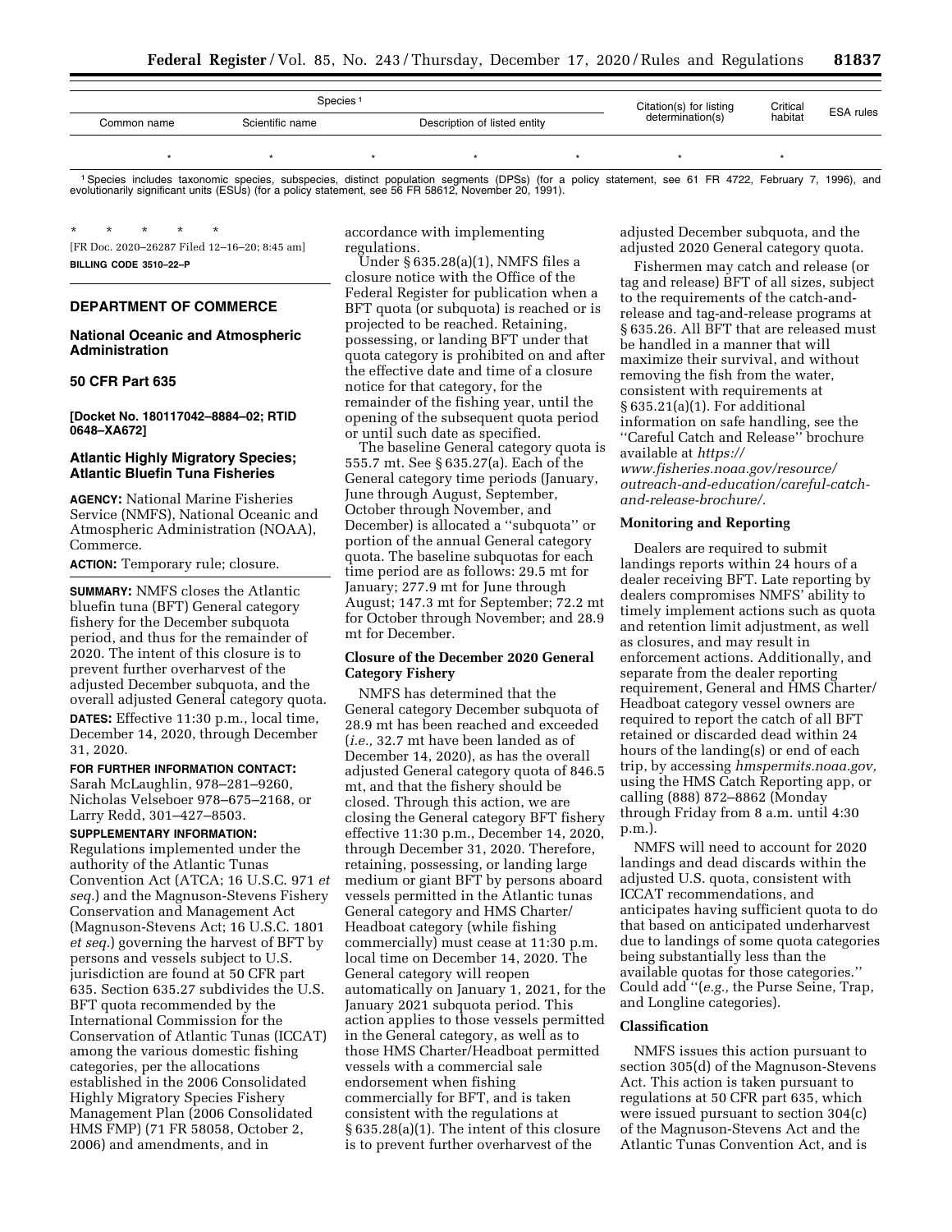| Species[1] | | | Citation(s) for listing determination(s) | Critical habitat | ESA rules |
|---|---|---|---|---|---|
| Common name | Scientific name | Description of listed entity | | | |
| * | * | * | * | * | * |

[1] Species includes taxonomic species, subspecies, distinct population segments (DPSs) (for a policy statement, see 61 FR 4722, February 7, 1996), and evolutionarily significant units (ESUs) (for a policy statement, see 56 FR 58612, November 20, 1991).

\* \* \* \* \*

[FR Doc. 2020–26287 Filed 12–16–20; 8:45 am]

**BILLING CODE 3510–22–P**

---

## DEPARTMENT OF COMMERCE

### National Oceanic and Atmospheric Administration

### 50 CFR Part 635

**[Docket No. 180117042–8884–02; RTID 0648–XA672]**

### Atlantic Highly Migratory Species; Atlantic Bluefin Tuna Fisheries

**AGENCY:** National Marine Fisheries Service (NMFS), National Oceanic and Atmospheric Administration (NOAA), Commerce.

**ACTION:** Temporary rule; closure.

**SUMMARY:** NMFS closes the Atlantic bluefin tuna (BFT) General category fishery for the December subquota period, and thus for the remainder of 2020. The intent of this closure is to prevent further overharvest of the adjusted December subquota, and the overall adjusted General category quota.

**DATES:** Effective 11:30 p.m., local time, December 14, 2020, through December 31, 2020.

**FOR FURTHER INFORMATION CONTACT:** Sarah McLaughlin, 978–281–9260, Nicholas Velseboer 978–675–2168, or Larry Redd, 301–427–8503.

**SUPPLEMENTARY INFORMATION:** Regulations implemented under the authority of the Atlantic Tunas Convention Act (ATCA; 16 U.S.C. 971 *et seq.*) and the Magnuson-Stevens Fishery Conservation and Management Act (Magnuson-Stevens Act; 16 U.S.C. 1801 *et seq.*) governing the harvest of BFT by persons and vessels subject to U.S. jurisdiction are found at 50 CFR part 635. Section 635.27 subdivides the U.S. BFT quota recommended by the International Commission for the Conservation of Atlantic Tunas (ICCAT) among the various domestic fishing categories, per the allocations established in the 2006 Consolidated Highly Migratory Species Fishery Management Plan (2006 Consolidated HMS FMP) (71 FR 58058, October 2, 2006) and amendments, and in accordance with implementing regulations.

Under § 635.28(a)(1), NMFS files a closure notice with the Office of the Federal Register for publication when a BFT quota (or subquota) is reached or is projected to be reached. Retaining, possessing, or landing BFT under that quota category is prohibited on and after the effective date and time of a closure notice for that category, for the remainder of the fishing year, until the opening of the subsequent quota period or until such date as specified.

The baseline General category quota is 555.7 mt. See § 635.27(a). Each of the General category time periods (January, June through August, September, October through November, and December) is allocated a ''subquota'' or portion of the annual General category quota. The baseline subquotas for each time period are as follows: 29.5 mt for January; 277.9 mt for June through August; 147.3 mt for September; 72.2 mt for October through November; and 28.9 mt for December.

#### Closure of the December 2020 General Category Fishery

NMFS has determined that the General category December subquota of 28.9 mt has been reached and exceeded (*i.e.,* 32.7 mt have been landed as of December 14, 2020), as has the overall adjusted General category quota of 846.5 mt, and that the fishery should be closed. Through this action, we are closing the General category BFT fishery effective 11:30 p.m., December 14, 2020, through December 31, 2020. Therefore, retaining, possessing, or landing large medium or giant BFT by persons aboard vessels permitted in the Atlantic tunas General category and HMS Charter/Headboat category (while fishing commercially) must cease at 11:30 p.m. local time on December 14, 2020. The General category will reopen automatically on January 1, 2021, for the January 2021 subquota period. This action applies to those vessels permitted in the General category, as well as to those HMS Charter/Headboat permitted vessels with a commercial sale endorsement when fishing commercially for BFT, and is taken consistent with the regulations at § 635.28(a)(1). The intent of this closure is to prevent further overharvest of the adjusted December subquota, and the adjusted 2020 General category quota.

Fishermen may catch and release (or tag and release) BFT of all sizes, subject to the requirements of the catch-and-release and tag-and-release programs at § 635.26. All BFT that are released must be handled in a manner that will maximize their survival, and without removing the fish from the water, consistent with requirements at § 635.21(a)(1). For additional information on safe handling, see the ''Careful Catch and Release'' brochure available at *https://www.fisheries.noaa.gov/resource/outreach-and-education/careful-catch-and-release-brochure/.*

#### Monitoring and Reporting

Dealers are required to submit landings reports within 24 hours of a dealer receiving BFT. Late reporting by dealers compromises NMFS' ability to timely implement actions such as quota and retention limit adjustment, as well as closures, and may result in enforcement actions. Additionally, and separate from the dealer reporting requirement, General and HMS Charter/Headboat category vessel owners are required to report the catch of all BFT retained or discarded dead within 24 hours of the landing(s) or end of each trip, by accessing *hmspermits.noaa.gov,* using the HMS Catch Reporting app, or calling (888) 872–8862 (Monday through Friday from 8 a.m. until 4:30 p.m.).

NMFS will need to account for 2020 landings and dead discards within the adjusted U.S. quota, consistent with ICCAT recommendations, and anticipates having sufficient quota to do that based on anticipated underharvest due to landings of some quota categories being substantially less than the available quotas for those categories.'' Could add ''(*e.g.,* the Purse Seine, Trap, and Longline categories).

#### Classification

NMFS issues this action pursuant to section 305(d) of the Magnuson-Stevens Act. This action is taken pursuant to regulations at 50 CFR part 635, which were issued pursuant to section 304(c) of the Magnuson-Stevens Act and the Atlantic Tunas Convention Act, and is